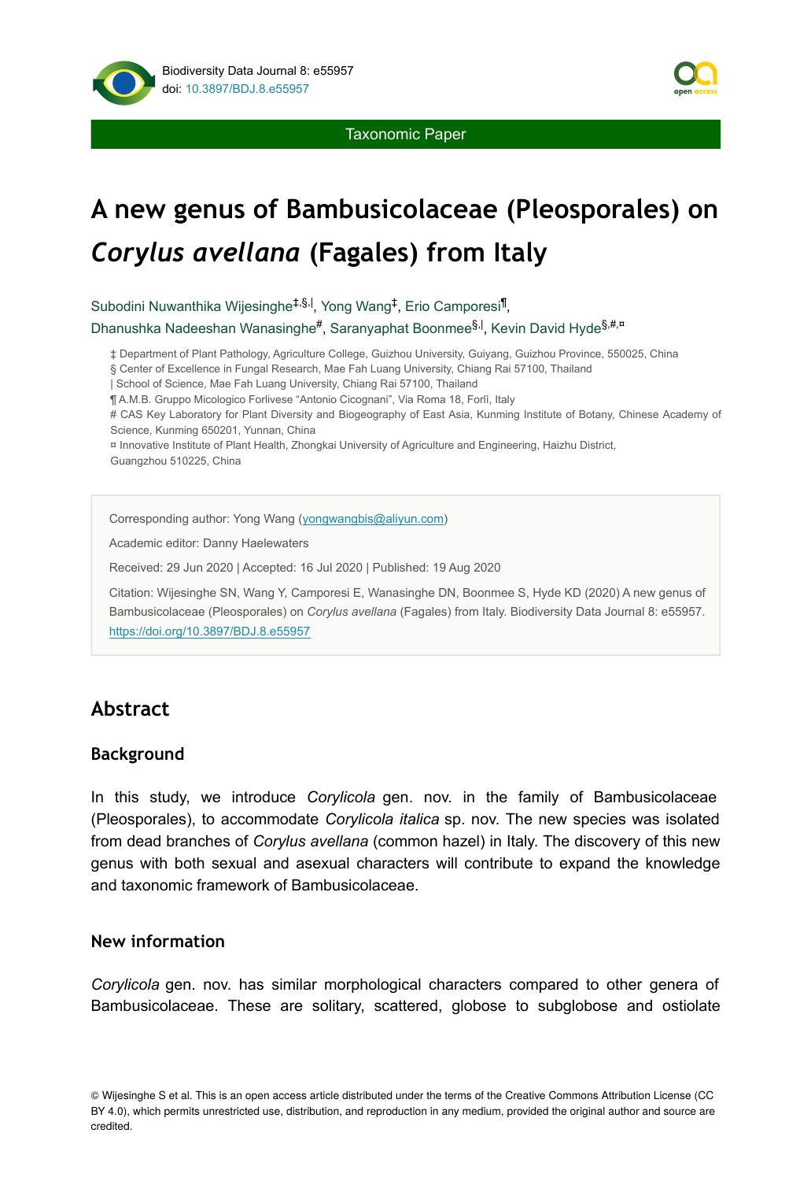Taxonomic Paper

# A new genus of Bambusicolaceae (Pleosporales) on *Corylus avellana* (Fagales) from Italy

Subodini Nuwanthika Wijesinghe[‡,§,|], Yong Wang[‡], Erio Camporesi[¶], Dhanushka Nadeeshan Wanasinghe[#], Saranyaphat Boonmee[§,|], Kevin David Hyde[§,#,¤]

‡ Department of Plant Pathology, Agriculture College, Guizhou University, Guiyang, Guizhou Province, 550025, China
§ Center of Excellence in Fungal Research, Mae Fah Luang University, Chiang Rai 57100, Thailand
| School of Science, Mae Fah Luang University, Chiang Rai 57100, Thailand
¶ A.M.B. Gruppo Micologico Forlivese "Antonio Cicognani", Via Roma 18, Forlì, Italy
# CAS Key Laboratory for Plant Diversity and Biogeography of East Asia, Kunming Institute of Botany, Chinese Academy of Science, Kunming 650201, Yunnan, China
¤ Innovative Institute of Plant Health, Zhongkai University of Agriculture and Engineering, Haizhu District, Guangzhou 510225, China

Corresponding author: Yong Wang (yongwangbis@aliyun.com)

Academic editor: Danny Haelewaters

Received: 29 Jun 2020 | Accepted: 16 Jul 2020 | Published: 19 Aug 2020

Citation: Wijesinghe SN, Wang Y, Camporesi E, Wanasinghe DN, Boonmee S, Hyde KD (2020) A new genus of Bambusicolaceae (Pleosporales) on *Corylus avellana* (Fagales) from Italy. Biodiversity Data Journal 8: e55957. https://doi.org/10.3897/BDJ.8.e55957

## Abstract

### Background

In this study, we introduce *Corylicola* gen. nov. in the family of Bambusicolaceae (Pleosporales), to accommodate *Corylicola italica* sp. nov. The new species was isolated from dead branches of *Corylus avellana* (common hazel) in Italy. The discovery of this new genus with both sexual and asexual characters will contribute to expand the knowledge and taxonomic framework of Bambusicolaceae.

### New information

*Corylicola* gen. nov. has similar morphological characters compared to other genera of Bambusicolaceae. These are solitary, scattered, globose to subglobose and ostiolate

© Wijesinghe S et al. This is an open access article distributed under the terms of the Creative Commons Attribution License (CC BY 4.0), which permits unrestricted use, distribution, and reproduction in any medium, provided the original author and source are credited.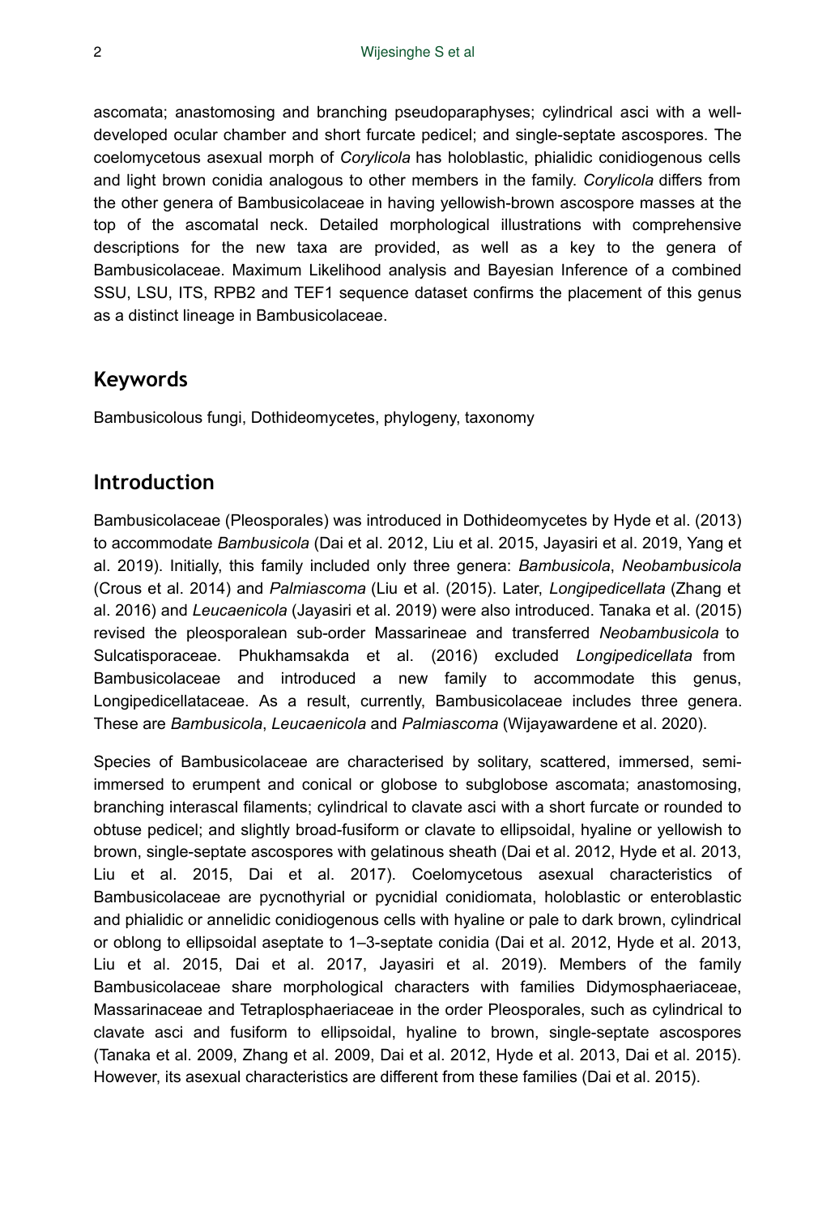ascomata; anastomosing and branching pseudoparaphyses; cylindrical asci with a well-developed ocular chamber and short furcate pedicel; and single-septate ascospores. The coelomycetous asexual morph of *Corylicola* has holoblastic, phialidic conidiogenous cells and light brown conidia analogous to other members in the family. *Corylicola* differs from the other genera of Bambusicolaceae in having yellowish-brown ascospore masses at the top of the ascomatal neck. Detailed morphological illustrations with comprehensive descriptions for the new taxa are provided, as well as a key to the genera of Bambusicolaceae. Maximum Likelihood analysis and Bayesian Inference of a combined SSU, LSU, ITS, RPB2 and TEF1 sequence dataset confirms the placement of this genus as a distinct lineage in Bambusicolaceae.

## Keywords

Bambusicolous fungi, Dothideomycetes, phylogeny, taxonomy

## Introduction

Bambusicolaceae (Pleosporales) was introduced in Dothideomycetes by Hyde et al. (2013) to accommodate *Bambusicola* (Dai et al. 2012, Liu et al. 2015, Jayasiri et al. 2019, Yang et al. 2019). Initially, this family included only three genera: *Bambusicola*, *Neobambusicola* (Crous et al. 2014) and *Palmiascoma* (Liu et al. (2015). Later, *Longipedicellata* (Zhang et al. 2016) and *Leucaenicola* (Jayasiri et al. 2019) were also introduced. Tanaka et al. (2015) revised the pleosporalean sub-order Massarineae and transferred *Neobambusicola* to Sulcatisporaceae. Phukhamsakda et al. (2016) excluded *Longipedicellata* from Bambusicolaceae and introduced a new family to accommodate this genus, Longipedicellataceae. As a result, currently, Bambusicolaceae includes three genera. These are *Bambusicola*, *Leucaenicola* and *Palmiascoma* (Wijayawardene et al. 2020).

Species of Bambusicolaceae are characterised by solitary, scattered, immersed, semi-immersed to erumpent and conical or globose to subglobose ascomata; anastomosing, branching interascal filaments; cylindrical to clavate asci with a short furcate or rounded to obtuse pedicel; and slightly broad-fusiform or clavate to ellipsoidal, hyaline or yellowish to brown, single-septate ascospores with gelatinous sheath (Dai et al. 2012, Hyde et al. 2013, Liu et al. 2015, Dai et al. 2017). Coelomycetous asexual characteristics of Bambusicolaceae are pycnothyrial or pycnidial conidiomata, holoblastic or enteroblastic and phialidic or annelidic conidiogenous cells with hyaline or pale to dark brown, cylindrical or oblong to ellipsoidal aseptate to 1–3-septate conidia (Dai et al. 2012, Hyde et al. 2013, Liu et al. 2015, Dai et al. 2017, Jayasiri et al. 2019). Members of the family Bambusicolaceae share morphological characters with families Didymosphaeriaceae, Massarinaceae and Tetraplosphaeriaceae in the order Pleosporales, such as cylindrical to clavate asci and fusiform to ellipsoidal, hyaline to brown, single-septate ascospores (Tanaka et al. 2009, Zhang et al. 2009, Dai et al. 2012, Hyde et al. 2013, Dai et al. 2015). However, its asexual characteristics are different from these families (Dai et al. 2015).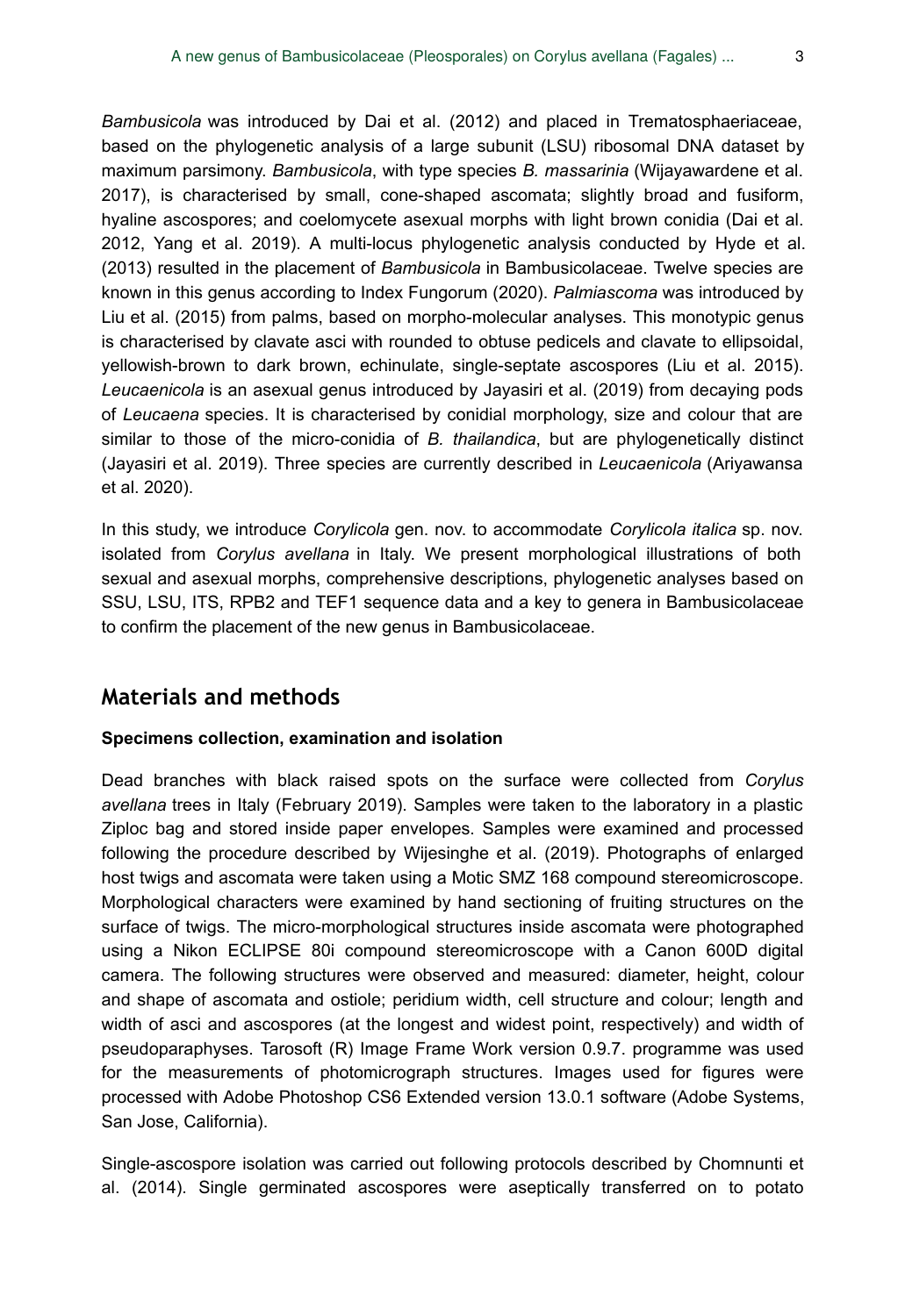*Bambusicola* was introduced by Dai et al. (2012) and placed in Trematosphaeriaceae, based on the phylogenetic analysis of a large subunit (LSU) ribosomal DNA dataset by maximum parsimony. *Bambusicola*, with type species *B. massarinia* (Wijayawardene et al. 2017), is characterised by small, cone-shaped ascomata; slightly broad and fusiform, hyaline ascospores; and coelomycete asexual morphs with light brown conidia (Dai et al. 2012, Yang et al. 2019). A multi-locus phylogenetic analysis conducted by Hyde et al. (2013) resulted in the placement of *Bambusicola* in Bambusicolaceae. Twelve species are known in this genus according to Index Fungorum (2020). *Palmiascoma* was introduced by Liu et al. (2015) from palms, based on morpho-molecular analyses. This monotypic genus is characterised by clavate asci with rounded to obtuse pedicels and clavate to ellipsoidal, yellowish-brown to dark brown, echinulate, single-septate ascospores (Liu et al. 2015). *Leucaenicola* is an asexual genus introduced by Jayasiri et al. (2019) from decaying pods of *Leucaena* species. It is characterised by conidial morphology, size and colour that are similar to those of the micro-conidia of *B. thailandica*, but are phylogenetically distinct (Jayasiri et al. 2019). Three species are currently described in *Leucaenicola* (Ariyawansa et al. 2020).

In this study, we introduce *Corylicola* gen. nov. to accommodate *Corylicola italica* sp. nov. isolated from *Corylus avellana* in Italy. We present morphological illustrations of both sexual and asexual morphs, comprehensive descriptions, phylogenetic analyses based on SSU, LSU, ITS, RPB2 and TEF1 sequence data and a key to genera in Bambusicolaceae to confirm the placement of the new genus in Bambusicolaceae.

## Materials and methods

### Specimens collection, examination and isolation

Dead branches with black raised spots on the surface were collected from *Corylus avellana* trees in Italy (February 2019). Samples were taken to the laboratory in a plastic Ziploc bag and stored inside paper envelopes. Samples were examined and processed following the procedure described by Wijesinghe et al. (2019). Photographs of enlarged host twigs and ascomata were taken using a Motic SMZ 168 compound stereomicroscope. Morphological characters were examined by hand sectioning of fruiting structures on the surface of twigs. The micro-morphological structures inside ascomata were photographed using a Nikon ECLIPSE 80i compound stereomicroscope with a Canon 600D digital camera. The following structures were observed and measured: diameter, height, colour and shape of ascomata and ostiole; peridium width, cell structure and colour; length and width of asci and ascospores (at the longest and widest point, respectively) and width of pseudoparaphyses. Tarosoft (R) Image Frame Work version 0.9.7. programme was used for the measurements of photomicrograph structures. Images used for figures were processed with Adobe Photoshop CS6 Extended version 13.0.1 software (Adobe Systems, San Jose, California).

Single-ascospore isolation was carried out following protocols described by Chomnunti et al. (2014). Single germinated ascospores were aseptically transferred on to potato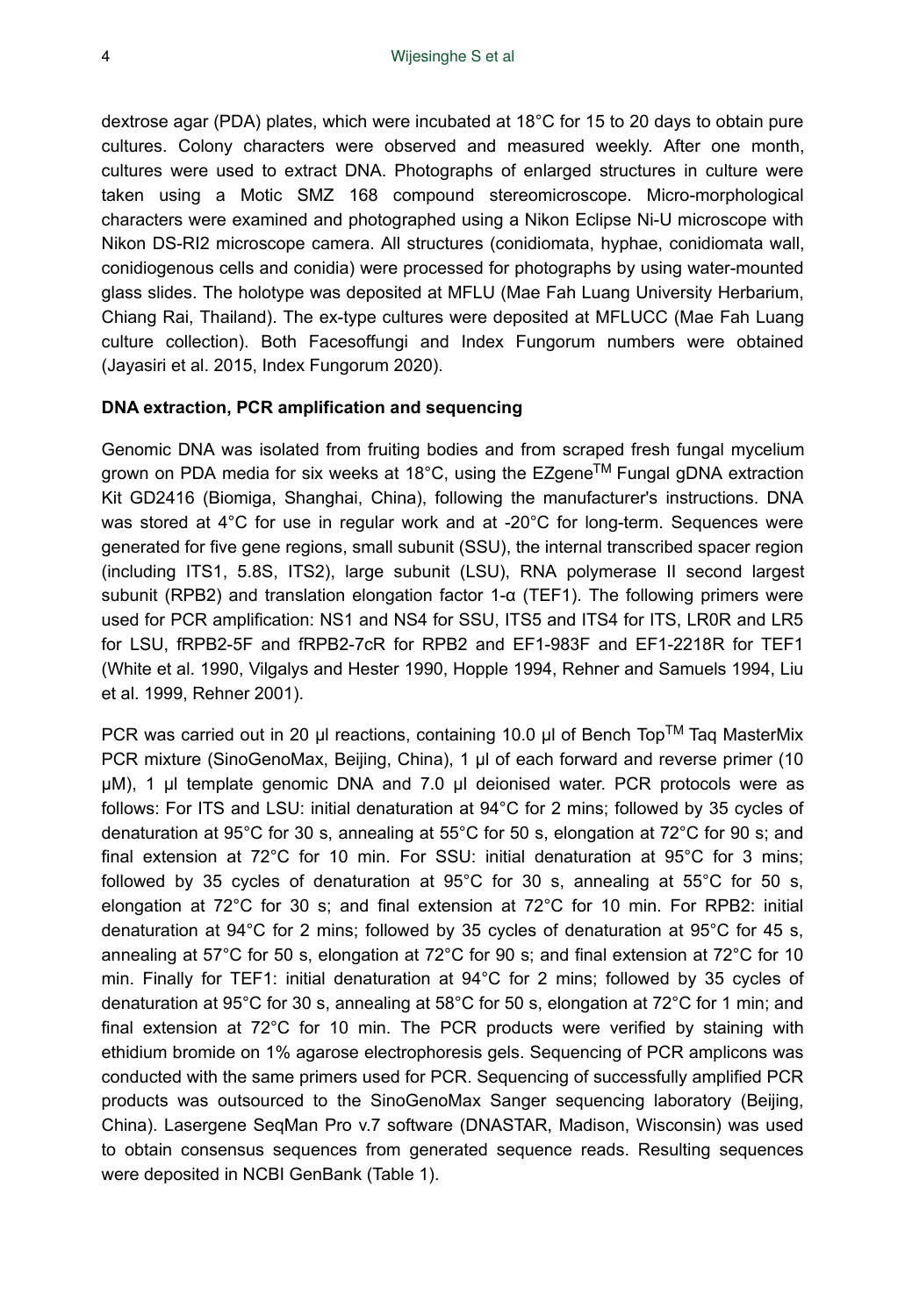dextrose agar (PDA) plates, which were incubated at 18°C for 15 to 20 days to obtain pure cultures. Colony characters were observed and measured weekly. After one month, cultures were used to extract DNA. Photographs of enlarged structures in culture were taken using a Motic SMZ 168 compound stereomicroscope. Micro-morphological characters were examined and photographed using a Nikon Eclipse Ni-U microscope with Nikon DS-RI2 microscope camera. All structures (conidiomata, hyphae, conidiomata wall, conidiogenous cells and conidia) were processed for photographs by using water-mounted glass slides. The holotype was deposited at MFLU (Mae Fah Luang University Herbarium, Chiang Rai, Thailand). The ex-type cultures were deposited at MFLUCC (Mae Fah Luang culture collection). Both Facesoffungi and Index Fungorum numbers were obtained (Jayasiri et al. 2015, Index Fungorum 2020).

**DNA extraction, PCR amplification and sequencing**

Genomic DNA was isolated from fruiting bodies and from scraped fresh fungal mycelium grown on PDA media for six weeks at 18°C, using the EZgene™ Fungal gDNA extraction Kit GD2416 (Biomiga, Shanghai, China), following the manufacturer's instructions. DNA was stored at 4°C for use in regular work and at -20°C for long-term. Sequences were generated for five gene regions, small subunit (SSU), the internal transcribed spacer region (including ITS1, 5.8S, ITS2), large subunit (LSU), RNA polymerase II second largest subunit (RPB2) and translation elongation factor 1-α (TEF1). The following primers were used for PCR amplification: NS1 and NS4 for SSU, ITS5 and ITS4 for ITS, LR0R and LR5 for LSU, fRPB2-5F and fRPB2-7cR for RPB2 and EF1-983F and EF1-2218R for TEF1 (White et al. 1990, Vilgalys and Hester 1990, Hopple 1994, Rehner and Samuels 1994, Liu et al. 1999, Rehner 2001).

PCR was carried out in 20 µl reactions, containing 10.0 µl of Bench Top™ Taq MasterMix PCR mixture (SinoGenoMax, Beijing, China), 1 µl of each forward and reverse primer (10 µM), 1 µl template genomic DNA and 7.0 µl deionised water. PCR protocols were as follows: For ITS and LSU: initial denaturation at 94°C for 2 mins; followed by 35 cycles of denaturation at 95°C for 30 s, annealing at 55°C for 50 s, elongation at 72°C for 90 s; and final extension at 72°C for 10 min. For SSU: initial denaturation at 95°C for 3 mins; followed by 35 cycles of denaturation at 95°C for 30 s, annealing at 55°C for 50 s, elongation at 72°C for 30 s; and final extension at 72°C for 10 min. For RPB2: initial denaturation at 94°C for 2 mins; followed by 35 cycles of denaturation at 95°C for 45 s, annealing at 57°C for 50 s, elongation at 72°C for 90 s; and final extension at 72°C for 10 min. Finally for TEF1: initial denaturation at 94°C for 2 mins; followed by 35 cycles of denaturation at 95°C for 30 s, annealing at 58°C for 50 s, elongation at 72°C for 1 min; and final extension at 72°C for 10 min. The PCR products were verified by staining with ethidium bromide on 1% agarose electrophoresis gels. Sequencing of PCR amplicons was conducted with the same primers used for PCR. Sequencing of successfully amplified PCR products was outsourced to the SinoGenoMax Sanger sequencing laboratory (Beijing, China). Lasergene SeqMan Pro v.7 software (DNASTAR, Madison, Wisconsin) was used to obtain consensus sequences from generated sequence reads. Resulting sequences were deposited in NCBI GenBank (Table 1).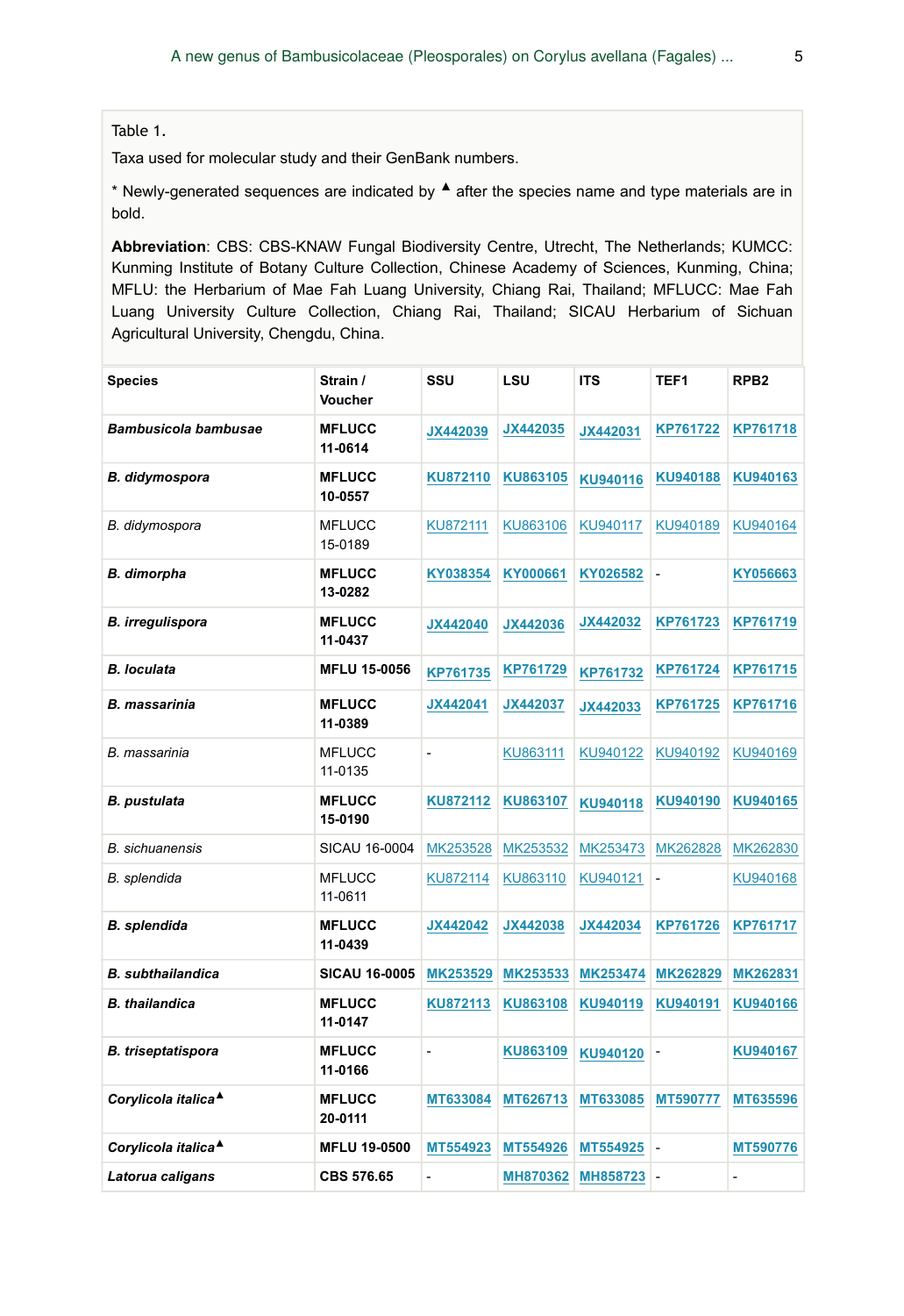Table 1.

Taxa used for molecular study and their GenBank numbers.

* Newly-generated sequences are indicated by ▲ after the species name and type materials are in bold.

**Abbreviation**: CBS: CBS-KNAW Fungal Biodiversity Centre, Utrecht, The Netherlands; KUMCC: Kunming Institute of Botany Culture Collection, Chinese Academy of Sciences, Kunming, China; MFLU: the Herbarium of Mae Fah Luang University, Chiang Rai, Thailand; MFLUCC: Mae Fah Luang University Culture Collection, Chiang Rai, Thailand; SICAU Herbarium of Sichuan Agricultural University, Chengdu, China.

| Species | Strain / Voucher | SSU | LSU | ITS | TEF1 | RPB2 |
|---|---|---|---|---|---|---|
| ***Bambusicola bambusae*** | **MFLUCC 11-0614** | **JX442039** | **JX442035** | **JX442031** | **KP761722** | **KP761718** |
| ***B. didymospora*** | **MFLUCC 10-0557** | **KU872110** | **KU863105** | **KU940116** | **KU940188** | **KU940163** |
| *B. didymospora* | MFLUCC 15-0189 | KU872111 | KU863106 | KU940117 | KU940189 | KU940164 |
| ***B. dimorpha*** | **MFLUCC 13-0282** | **KY038354** | **KY000661** | **KY026582** | - | **KY056663** |
| ***B. irregulispora*** | **MFLUCC 11-0437** | **JX442040** | **JX442036** | **JX442032** | **KP761723** | **KP761719** |
| ***B. loculata*** | **MFLU 15-0056** | **KP761735** | **KP761729** | **KP761732** | **KP761724** | **KP761715** |
| ***B. massarinia*** | **MFLUCC 11-0389** | **JX442041** | **JX442037** | **JX442033** | **KP761725** | **KP761716** |
| *B. massarinia* | MFLUCC 11-0135 | - | KU863111 | KU940122 | KU940192 | KU940169 |
| ***B. pustulata*** | **MFLUCC 15-0190** | **KU872112** | **KU863107** | **KU940118** | **KU940190** | **KU940165** |
| *B. sichuanensis* | SICAU 16-0004 | MK253528 | MK253532 | MK253473 | MK262828 | MK262830 |
| *B. splendida* | MFLUCC 11-0611 | KU872114 | KU863110 | KU940121 | - | KU940168 |
| ***B. splendida*** | **MFLUCC 11-0439** | **JX442042** | **JX442038** | **JX442034** | **KP761726** | **KP761717** |
| ***B. subthailandica*** | **SICAU 16-0005** | **MK253529** | **MK253533** | **MK253474** | **MK262829** | **MK262831** |
| ***B. thailandica*** | **MFLUCC 11-0147** | **KU872113** | **KU863108** | **KU940119** | **KU940191** | **KU940166** |
| ***B. triseptatispora*** | **MFLUCC 11-0166** | - | **KU863109** | **KU940120** | - | **KU940167** |
| ***Corylicola italica***▲ | **MFLUCC 20-0111** | **MT633084** | **MT626713** | **MT633085** | **MT590777** | **MT635596** |
| ***Corylicola italica***▲ | **MFLU 19-0500** | **MT554923** | **MT554926** | **MT554925** | - | **MT590776** |
| ***Latorua caligans*** | **CBS 576.65** | - | **MH870362** | **MH858723** | - | - |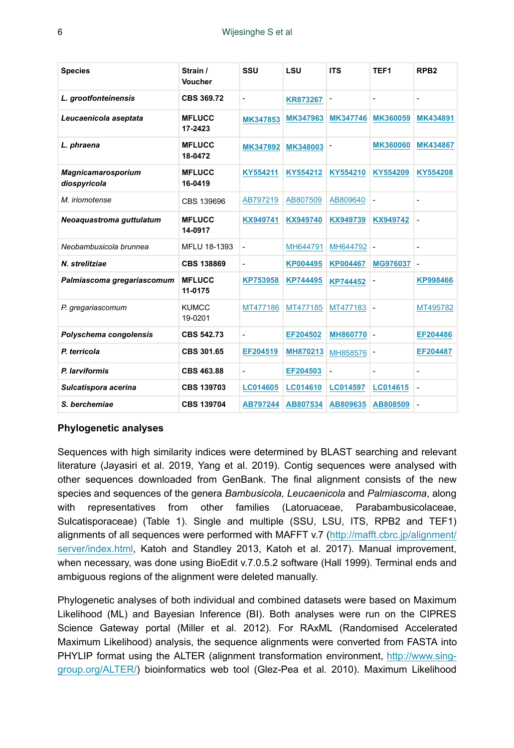| Species | Strain / Voucher | SSU | LSU | ITS | TEF1 | RPB2 |
|---|---|---|---|---|---|---|
| ***L. grootfonteinensis*** | **CBS 369.72** | - | **KR873267** | - | - | - |
| ***Leucaenicola aseptata*** | **MFLUCC 17-2423** | **MK347853** | **MK347963** | **MK347746** | **MK360059** | **MK434891** |
| ***L. phraena*** | **MFLUCC 18-0472** | **MK347892** | **MK348003** | - | **MK360060** | **MK434867** |
| ***Magnicamarosporium diospyricola*** | **MFLUCC 16-0419** | **KY554211** | **KY554212** | **KY554210** | **KY554209** | **KY554208** |
| *M. iriomotense* | CBS 139696 | AB797219 | AB807509 | AB809640 | - | - |
| ***Neoaquastroma guttulatum*** | **MFLUCC 14-0917** | **KX949741** | **KX949740** | **KX949739** | **KX949742** | - |
| *Neobambusicola brunnea* | MFLU 18-1393 | - | MH644791 | MH644792 | - | - |
| ***N. strelitziae*** | **CBS 138869** | - | **KP004495** | **KP004467** | **MG976037** | - |
| ***Palmiascoma gregariascomum*** | **MFLUCC 11-0175** | **KP753958** | **KP744495** | **KP744452** | - | **KP998466** |
| *P. gregariascomum* | KUMCC 19-0201 | MT477186 | MT477185 | MT477183 | - | MT495782 |
| ***Polyschema congolensis*** | **CBS 542.73** | - | **EF204502** | **MH860770** | - | **EF204486** |
| ***P. terricola*** | **CBS 301.65** | **EF204519** | **MH870213** | MH858576 | - | **EF204487** |
| ***P. larviformis*** | **CBS 463.88** | - | **EF204503** | - | - | - |
| ***Sulcatispora acerina*** | **CBS 139703** | **LC014605** | **LC014610** | **LC014597** | **LC014615** | - |
| ***S. berchemiae*** | **CBS 139704** | **AB797244** | **AB807534** | **AB809635** | **AB808509** | - |

### Phylogenetic analyses

Sequences with high similarity indices were determined by BLAST searching and relevant literature (Jayasiri et al. 2019, Yang et al. 2019). Contig sequences were analysed with other sequences downloaded from GenBank. The final alignment consists of the new species and sequences of the genera *Bambusicola, Leucaenicola* and *Palmiascoma*, along with representatives from other families (Latoruaceae, Parabambusicolaceae, Sulcatisporaceae) (Table 1). Single and multiple (SSU, LSU, ITS, RPB2 and TEF1) alignments of all sequences were performed with MAFFT v.7 (http://mafft.cbrc.jp/alignment/server/index.html, Katoh and Standley 2013, Katoh et al. 2017). Manual improvement, when necessary, was done using BioEdit v.7.0.5.2 software (Hall 1999). Terminal ends and ambiguous regions of the alignment were deleted manually.

Phylogenetic analyses of both individual and combined datasets were based on Maximum Likelihood (ML) and Bayesian Inference (BI). Both analyses were run on the CIPRES Science Gateway portal (Miller et al. 2012). For RAxML (Randomised Accelerated Maximum Likelihood) analysis, the sequence alignments were converted from FASTA into PHYLIP format using the ALTER (alignment transformation environment, http://www.sing-group.org/ALTER/) bioinformatics web tool (Glez-Pea et al. 2010). Maximum Likelihood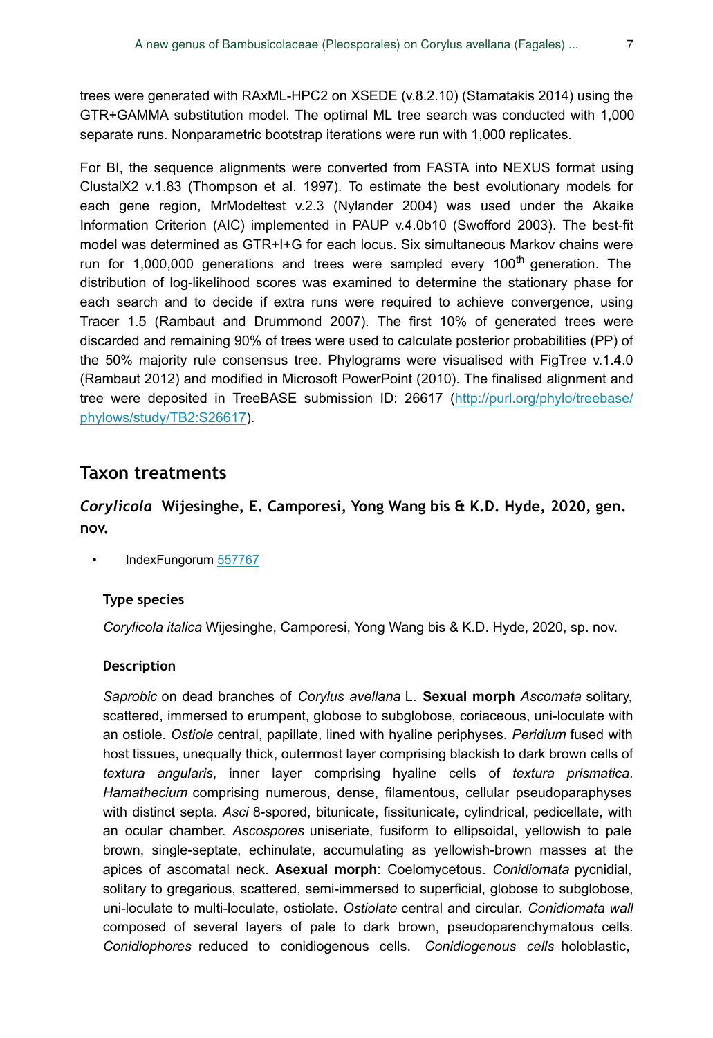trees were generated with RAxML-HPC2 on XSEDE (v.8.2.10) (Stamatakis 2014) using the GTR+GAMMA substitution model. The optimal ML tree search was conducted with 1,000 separate runs. Nonparametric bootstrap iterations were run with 1,000 replicates.

For BI, the sequence alignments were converted from FASTA into NEXUS format using ClustalX2 v.1.83 (Thompson et al. 1997). To estimate the best evolutionary models for each gene region, MrModeltest v.2.3 (Nylander 2004) was used under the Akaike Information Criterion (AIC) implemented in PAUP v.4.0b10 (Swofford 2003). The best-fit model was determined as GTR+I+G for each locus. Six simultaneous Markov chains were run for 1,000,000 generations and trees were sampled every 100$^{th}$ generation. The distribution of log-likelihood scores was examined to determine the stationary phase for each search and to decide if extra runs were required to achieve convergence, using Tracer 1.5 (Rambaut and Drummond 2007). The first 10% of generated trees were discarded and remaining 90% of trees were used to calculate posterior probabilities (PP) of the 50% majority rule consensus tree. Phylograms were visualised with FigTree v.1.4.0 (Rambaut 2012) and modified in Microsoft PowerPoint (2010). The finalised alignment and tree were deposited in TreeBASE submission ID: 26617 (http://purl.org/phylo/treebase/phylows/study/TB2:S26617).

## Taxon treatments

### *Corylicola* Wijesinghe, E. Camporesi, Yong Wang bis & K.D. Hyde, 2020, gen. nov.

- IndexFungorum 557767

#### Type species

*Corylicola italica* Wijesinghe, Camporesi, Yong Wang bis & K.D. Hyde, 2020, sp. nov.

#### Description

*Saprobic* on dead branches of *Corylus avellana* L. **Sexual morph** *Ascomata* solitary, scattered, immersed to erumpent, globose to subglobose, coriaceous, uni-loculate with an ostiole. *Ostiole* central, papillate, lined with hyaline periphyses. *Peridium* fused with host tissues, unequally thick, outermost layer comprising blackish to dark brown cells of *textura angularis*, inner layer comprising hyaline cells of *textura prismatica*. *Hamathecium* comprising numerous, dense, filamentous, cellular pseudoparaphyses with distinct septa. *Asci* 8-spored, bitunicate, fissitunicate, cylindrical, pedicellate, with an ocular chamber. *Ascospores* uniseriate, fusiform to ellipsoidal, yellowish to pale brown, single-septate, echinulate, accumulating as yellowish-brown masses at the apices of ascomatal neck. **Asexual morph**: Coelomycetous. *Conidiomata* pycnidial, solitary to gregarious, scattered, semi-immersed to superficial, globose to subglobose, uni-loculate to multi-loculate, ostiolate. *Ostiolate* central and circular. *Conidiomata wall* composed of several layers of pale to dark brown, pseudoparenchymatous cells. *Conidiophores* reduced to conidiogenous cells. *Conidiogenous cells* holoblastic,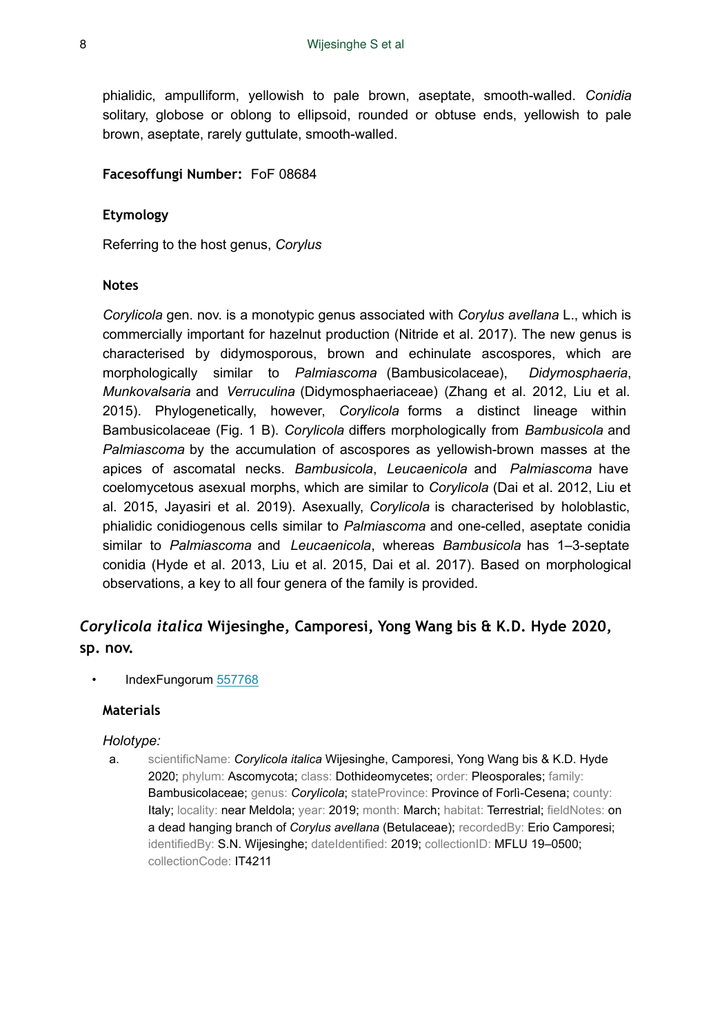phialidic, ampulliform, yellowish to pale brown, aseptate, smooth-walled. *Conidia* solitary, globose or oblong to ellipsoid, rounded or obtuse ends, yellowish to pale brown, aseptate, rarely guttulate, smooth-walled.

**Facesoffungi Number:** FoF 08684

### Etymology

Referring to the host genus, *Corylus*

### Notes

*Corylicola* gen. nov. is a monotypic genus associated with *Corylus avellana* L., which is commercially important for hazelnut production (Nitride et al. 2017). The new genus is characterised by didymosporous, brown and echinulate ascospores, which are morphologically similar to *Palmiascoma* (Bambusicolaceae), *Didymosphaeria*, *Munkovalsaria* and *Verruculina* (Didymosphaeriaceae) (Zhang et al. 2012, Liu et al. 2015). Phylogenetically, however, *Corylicola* forms a distinct lineage within Bambusicolaceae (Fig. 1 B). *Corylicola* differs morphologically from *Bambusicola* and *Palmiascoma* by the accumulation of ascospores as yellowish-brown masses at the apices of ascomatal necks. *Bambusicola*, *Leucaenicola* and *Palmiascoma* have coelomycetous asexual morphs, which are similar to *Corylicola* (Dai et al. 2012, Liu et al. 2015, Jayasiri et al. 2019). Asexually, *Corylicola* is characterised by holoblastic, phialidic conidiogenous cells similar to *Palmiascoma* and one-celled, aseptate conidia similar to *Palmiascoma* and *Leucaenicola*, whereas *Bambusicola* has 1–3-septate conidia (Hyde et al. 2013, Liu et al. 2015, Dai et al. 2017). Based on morphological observations, a key to all four genera of the family is provided.

## *Corylicola italica* Wijesinghe, Camporesi, Yong Wang bis & K.D. Hyde 2020, sp. nov.

- IndexFungorum 557768

### Materials

*Holotype:*

a. scientificName: *Corylicola italica* Wijesinghe, Camporesi, Yong Wang bis & K.D. Hyde 2020; phylum: Ascomycota; class: Dothideomycetes; order: Pleosporales; family: Bambusicolaceae; genus: *Corylicola*; stateProvince: Province of Forlì-Cesena; county: Italy; locality: near Meldola; year: 2019; month: March; habitat: Terrestrial; fieldNotes: on a dead hanging branch of *Corylus avellana* (Betulaceae); recordedBy: Erio Camporesi; identifiedBy: S.N. Wijesinghe; dateIdentified: 2019; collectionID: MFLU 19–0500; collectionCode: IT4211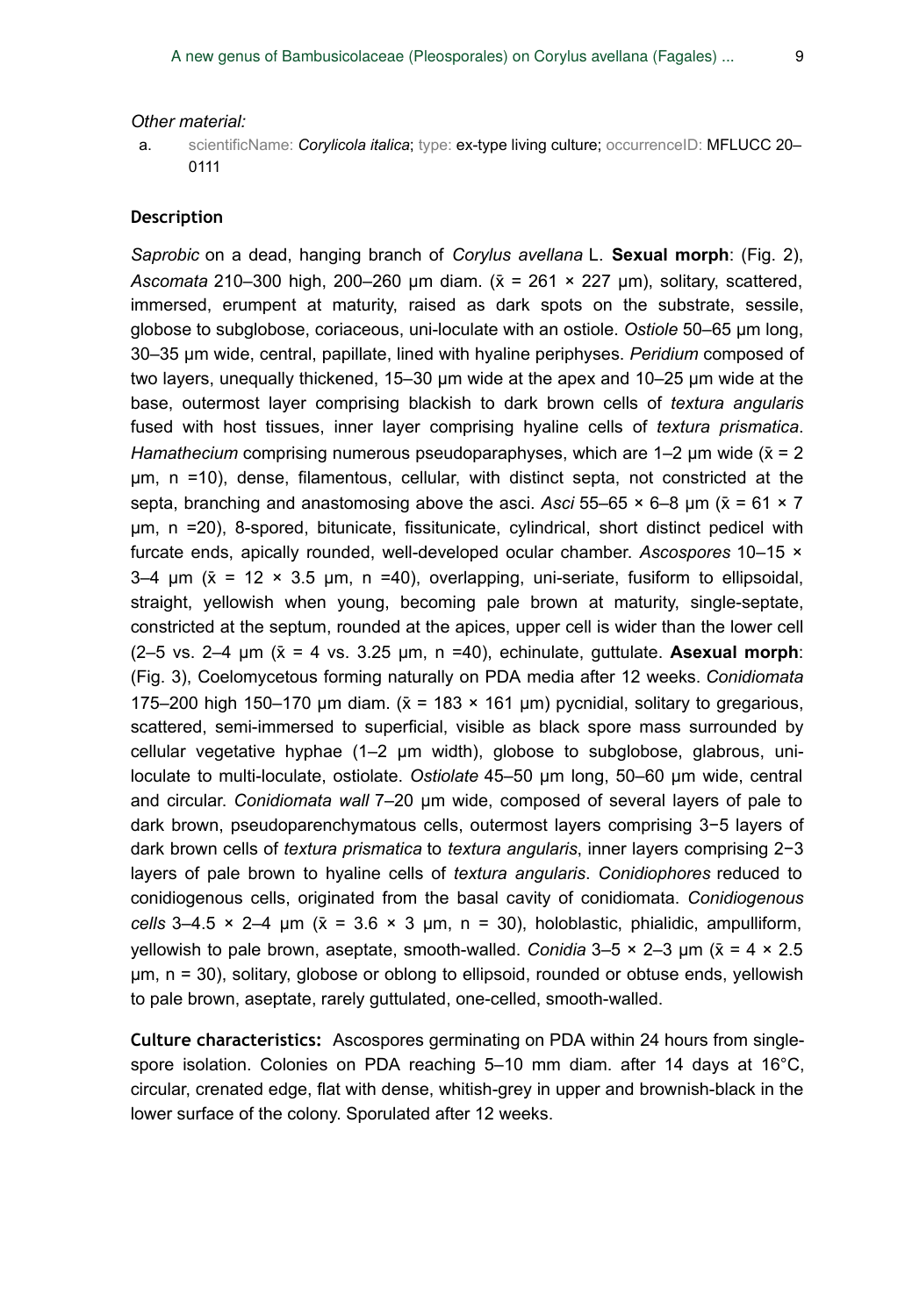*Other material:*

a. scientificName: ***Corylicola italica***; type: ex-type living culture; occurrenceID: MFLUCC 20–0111

**Description**

*Saprobic* on a dead, hanging branch of *Corylus avellana* L. **Sexual morph**: (Fig. 2), *Ascomata* 210–300 high, 200–260 μm diam. (x̄ = 261 × 227 μm), solitary, scattered, immersed, erumpent at maturity, raised as dark spots on the substrate, sessile, globose to subglobose, coriaceous, uni-loculate with an ostiole. *Ostiole* 50–65 μm long, 30–35 μm wide, central, papillate, lined with hyaline periphyses. *Peridium* composed of two layers, unequally thickened, 15–30 μm wide at the apex and 10–25 μm wide at the base, outermost layer comprising blackish to dark brown cells of *textura angularis* fused with host tissues, inner layer comprising hyaline cells of *textura prismatica*. *Hamathecium* comprising numerous pseudoparaphyses, which are 1–2 μm wide (x̄ = 2 μm, n =10), dense, filamentous, cellular, with distinct septa, not constricted at the septa, branching and anastomosing above the asci. *Asci* 55–65 × 6–8 μm (x̄ = 61 × 7 μm, n =20), 8-spored, bitunicate, fissitunicate, cylindrical, short distinct pedicel with furcate ends, apically rounded, well-developed ocular chamber. *Ascospores* 10–15 × 3–4 μm (x̄ = 12 × 3.5 μm, n =40), overlapping, uni-seriate, fusiform to ellipsoidal, straight, yellowish when young, becoming pale brown at maturity, single-septate, constricted at the septum, rounded at the apices, upper cell is wider than the lower cell (2–5 vs. 2–4 μm (x̄ = 4 vs. 3.25 μm, n =40), echinulate, guttulate. **Asexual morph**: (Fig. 3), Coelomycetous forming naturally on PDA media after 12 weeks. *Conidiomata* 175–200 high 150–170 μm diam. (x̄ = 183 × 161 μm) pycnidial, solitary to gregarious, scattered, semi-immersed to superficial, visible as black spore mass surrounded by cellular vegetative hyphae (1–2 μm width), globose to subglobose, glabrous, uni-loculate to multi-loculate, ostiolate. *Ostiolate* 45–50 μm long, 50–60 μm wide, central and circular. *Conidiomata wall* 7–20 μm wide, composed of several layers of pale to dark brown, pseudoparenchymatous cells, outermost layers comprising 3−5 layers of dark brown cells of *textura prismatica* to *textura angularis*, inner layers comprising 2−3 layers of pale brown to hyaline cells of *textura angularis*. *Conidiophores* reduced to conidiogenous cells, originated from the basal cavity of conidiomata. *Conidiogenous cells* 3–4.5 × 2–4 μm (x̄ = 3.6 × 3 μm, n = 30), holoblastic, phialidic, ampulliform, yellowish to pale brown, aseptate, smooth-walled. *Conidia* 3–5 × 2–3 μm (x̄ = 4 × 2.5 μm, n = 30), solitary, globose or oblong to ellipsoid, rounded or obtuse ends, yellowish to pale brown, aseptate, rarely guttulated, one-celled, smooth-walled.

**Culture characteristics:** Ascospores germinating on PDA within 24 hours from single-spore isolation. Colonies on PDA reaching 5–10 mm diam. after 14 days at 16°C, circular, crenated edge, flat with dense, whitish-grey in upper and brownish-black in the lower surface of the colony. Sporulated after 12 weeks.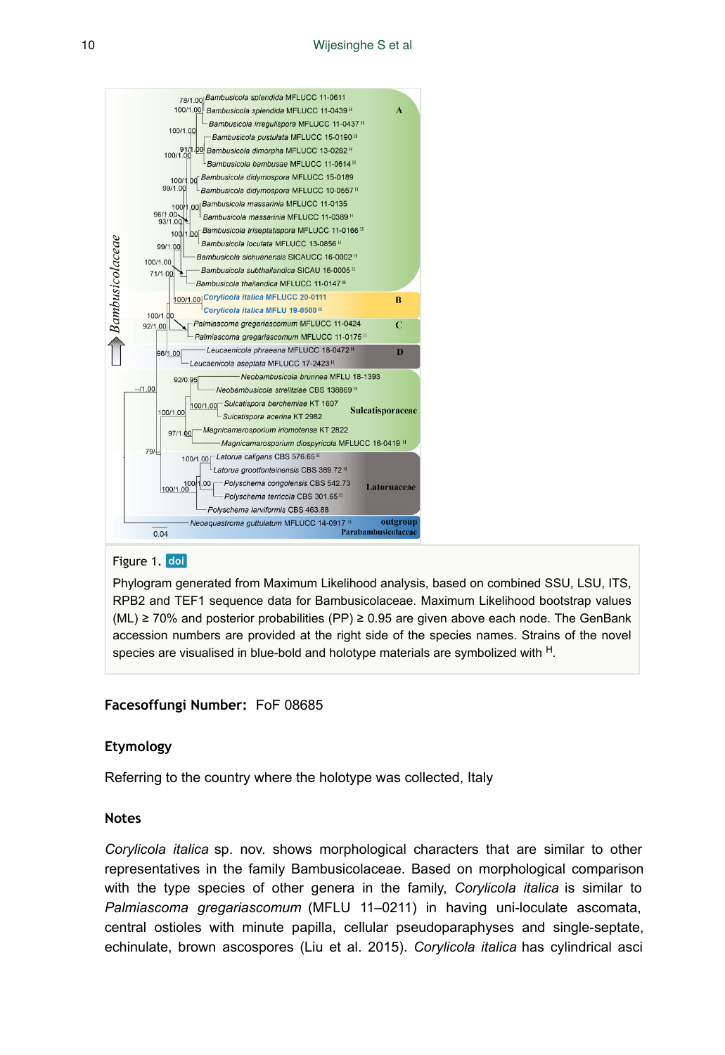Figure 1. doi

Phylogram generated from Maximum Likelihood analysis, based on combined SSU, LSU, ITS, RPB2 and TEF1 sequence data for Bambusicolaceae. Maximum Likelihood bootstrap values (ML) ≥ 70% and posterior probabilities (PP) ≥ 0.95 are given above each node. The GenBank accession numbers are provided at the right side of the species names. Strains of the novel species are visualised in blue-bold and holotype materials are symbolized with H.

**Facesoffungi Number:** FoF 08685

### Etymology

Referring to the country where the holotype was collected, Italy

### Notes

*Corylicola italica* sp. nov. shows morphological characters that are similar to other representatives in the family Bambusicolaceae. Based on morphological comparison with the type species of other genera in the family, *Corylicola italica* is similar to *Palmiascoma gregariascomum* (MFLU 11–0211) in having uni-loculate ascomata, central ostioles with minute papilla, cellular pseudoparaphyses and single-septate, echinulate, brown ascospores (Liu et al. 2015). *Corylicola italica* has cylindrical asci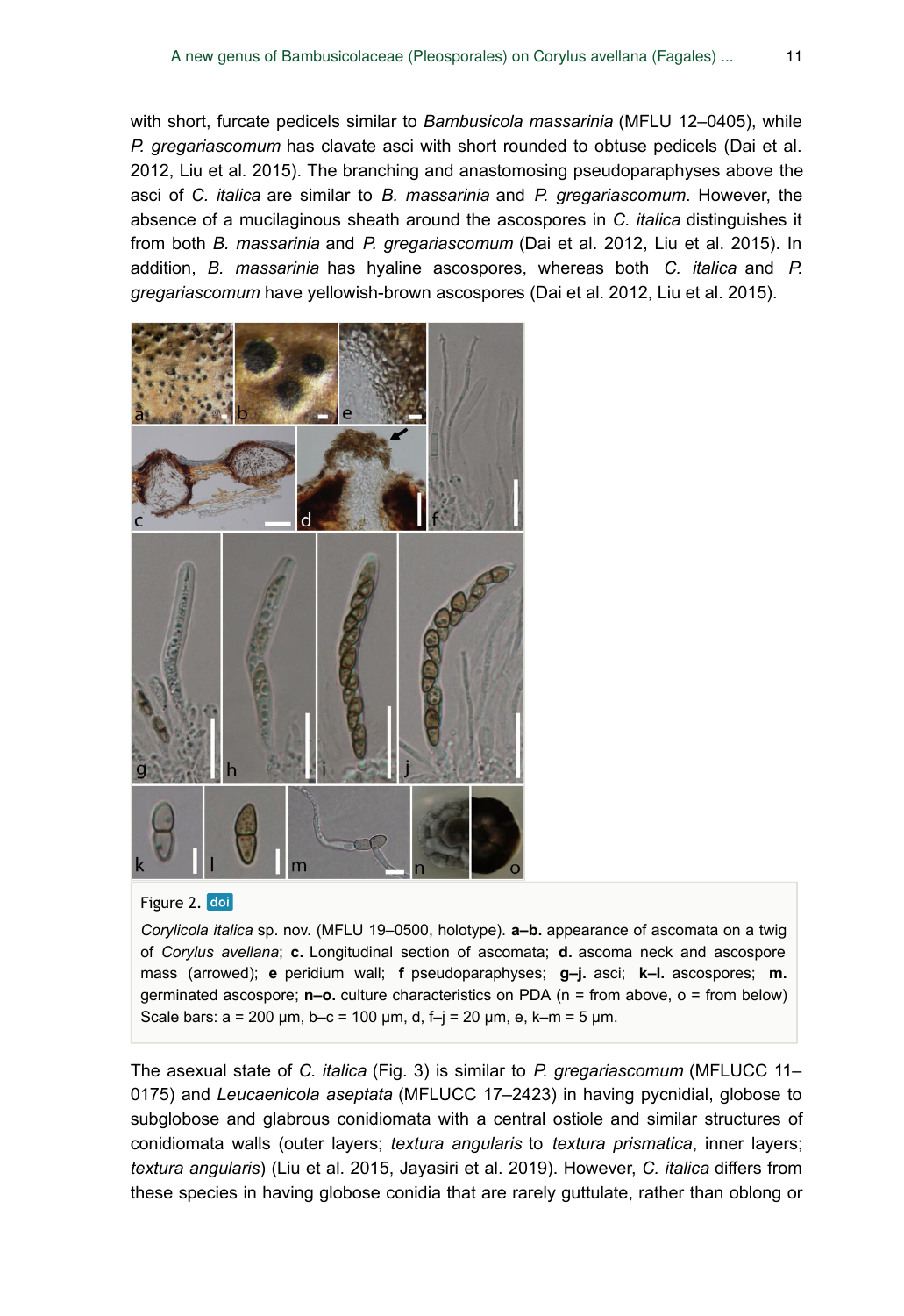with short, furcate pedicels similar to *Bambusicola massarinia* (MFLU 12–0405), while *P. gregariascomum* has clavate asci with short rounded to obtuse pedicels (Dai et al. 2012, Liu et al. 2015). The branching and anastomosing pseudoparaphyses above the asci of *C. italica* are similar to *B. massarinia* and *P. gregariascomum*. However, the absence of a mucilaginous sheath around the ascospores in *C. italica* distinguishes it from both *B. massarinia* and *P. gregariascomum* (Dai et al. 2012, Liu et al. 2015). In addition, *B. massarinia* has hyaline ascospores, whereas both *C. italica* and *P. gregariascomum* have yellowish-brown ascospores (Dai et al. 2012, Liu et al. 2015).

Figure 2. doi

*Corylicola italica* sp. nov. (MFLU 19–0500, holotype). **a–b.** appearance of ascomata on a twig of *Corylus avellana*; **c.** Longitudinal section of ascomata; **d.** ascoma neck and ascospore mass (arrowed); **e** peridium wall; **f** pseudoparaphyses; **g–j.** asci; **k–l.** ascospores; **m.** germinated ascospore; **n–o.** culture characteristics on PDA (n = from above, o = from below) Scale bars: a = 200 μm, b–c = 100 μm, d, f–j = 20 μm, e, k–m = 5 μm.

The asexual state of *C. italica* (Fig. 3) is similar to *P. gregariascomum* (MFLUCC 11–0175) and *Leucaenicola aseptata* (MFLUCC 17–2423) in having pycnidial, globose to subglobose and glabrous conidiomata with a central ostiole and similar structures of conidiomata walls (outer layers; *textura angularis* to *textura prismatica*, inner layers; *textura angularis*) (Liu et al. 2015, Jayasiri et al. 2019). However, *C. italica* differs from these species in having globose conidia that are rarely guttulate, rather than oblong or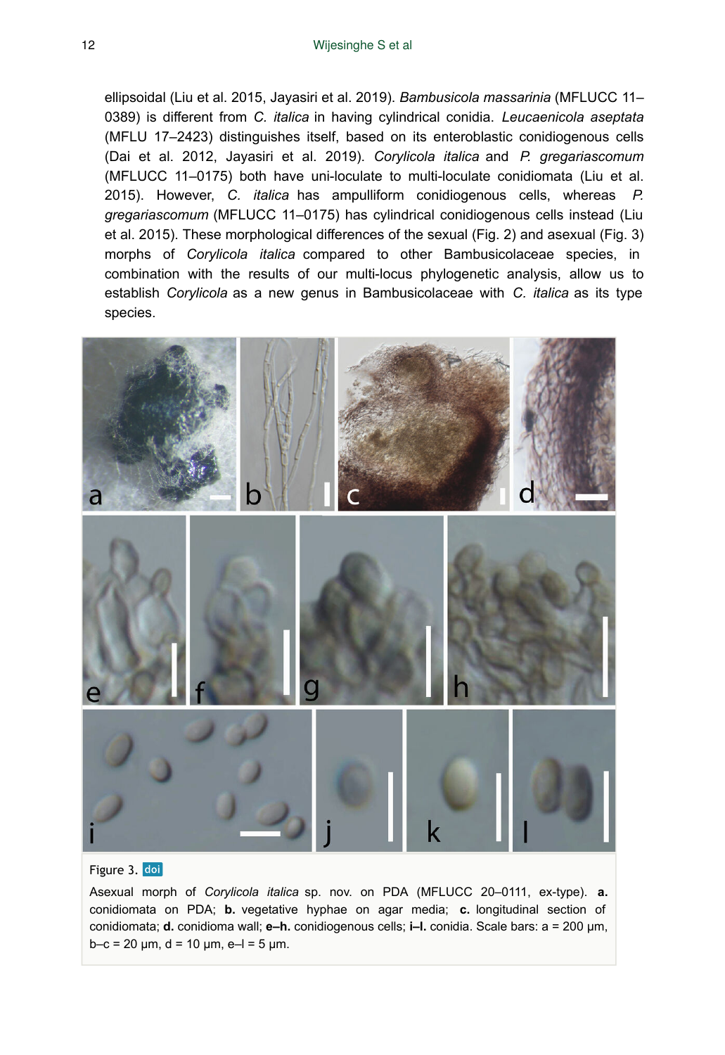ellipsoidal (Liu et al. 2015, Jayasiri et al. 2019). *Bambusicola massarinia* (MFLUCC 11–0389) is different from *C. italica* in having cylindrical conidia. *Leucaenicola aseptata* (MFLU 17–2423) distinguishes itself, based on its enteroblastic conidiogenous cells (Dai et al. 2012, Jayasiri et al. 2019). *Corylicola italica* and *P. gregariascomum* (MFLUCC 11–0175) both have uni-loculate to multi-loculate conidiomata (Liu et al. 2015). However, *C. italica* has ampulliform conidiogenous cells, whereas *P. gregariascomum* (MFLUCC 11–0175) has cylindrical conidiogenous cells instead (Liu et al. 2015). These morphological differences of the sexual (Fig. 2) and asexual (Fig. 3) morphs of *Corylicola italica* compared to other Bambusicolaceae species, in combination with the results of our multi-locus phylogenetic analysis, allow us to establish *Corylicola* as a new genus in Bambusicolaceae with *C. italica* as its type species.

Figure 3. doi

Asexual morph of *Corylicola italica* sp. nov. on PDA (MFLUCC 20–0111, ex-type). **a.** conidiomata on PDA; **b.** vegetative hyphae on agar media; **c.** longitudinal section of conidiomata; **d.** conidioma wall; **e–h.** conidiogenous cells; **i–l.** conidia. Scale bars: a = 200 μm, b–c = 20 μm, d = 10 μm, e–l = 5 μm.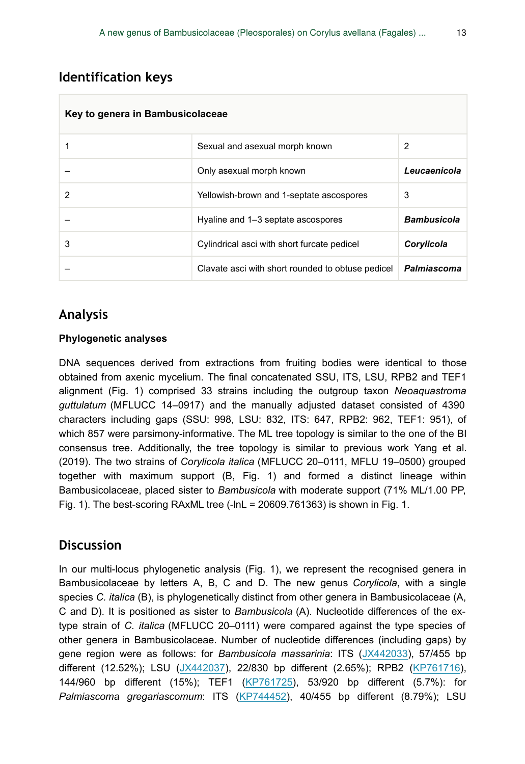## Identification keys

| Key to genera in Bambusicolaceae | | |
|---|---|---|
| 1 | Sexual and asexual morph known | 2 |
| – | Only asexual morph known | ***Leucaenicola*** |
| 2 | Yellowish-brown and 1-septate ascospores | 3 |
| – | Hyaline and 1–3 septate ascospores | ***Bambusicola*** |
| 3 | Cylindrical asci with short furcate pedicel | ***Corylicola*** |
| – | Clavate asci with short rounded to obtuse pedicel | ***Palmiascoma*** |

## Analysis

### Phylogenetic analyses

DNA sequences derived from extractions from fruiting bodies were identical to those obtained from axenic mycelium. The final concatenated SSU, ITS, LSU, RPB2 and TEF1 alignment (Fig. 1) comprised 33 strains including the outgroup taxon *Neoaquastroma guttulatum* (MFLUCC 14–0917) and the manually adjusted dataset consisted of 4390 characters including gaps (SSU: 998, LSU: 832, ITS: 647, RPB2: 962, TEF1: 951), of which 857 were parsimony-informative. The ML tree topology is similar to the one of the BI consensus tree. Additionally, the tree topology is similar to previous work Yang et al. (2019). The two strains of *Corylicola italica* (MFLUCC 20–0111, MFLU 19–0500) grouped together with maximum support (B, Fig. 1) and formed a distinct lineage within Bambusicolaceae, placed sister to *Bambusicola* with moderate support (71% ML/1.00 PP, Fig. 1). The best-scoring RAxML tree (-lnL = 20609.761363) is shown in Fig. 1.

## Discussion

In our multi-locus phylogenetic analysis (Fig. 1), we represent the recognised genera in Bambusicolaceae by letters A, B, C and D. The new genus *Corylicola*, with a single species *C. italica* (B), is phylogenetically distinct from other genera in Bambusicolaceae (A, C and D). It is positioned as sister to *Bambusicola* (A). Nucleotide differences of the ex-type strain of *C. italica* (MFLUCC 20–0111) were compared against the type species of other genera in Bambusicolaceae. Number of nucleotide differences (including gaps) by gene region were as follows: for *Bambusicola massarinia*: ITS (JX442033), 57/455 bp different (12.52%); LSU (JX442037), 22/830 bp different (2.65%); RPB2 (KP761716), 144/960 bp different (15%); TEF1 (KP761725), 53/920 bp different (5.7%): for *Palmiascoma gregariascomum*: ITS (KP744452), 40/455 bp different (8.79%); LSU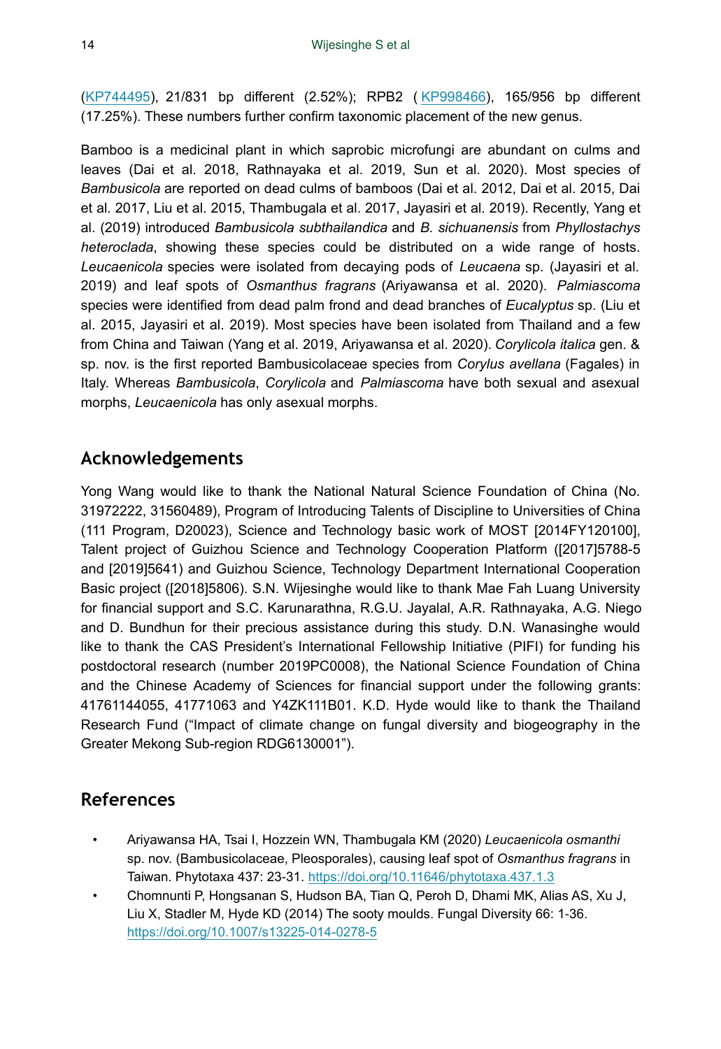(KP744495), 21/831 bp different (2.52%); RPB2 ( KP998466), 165/956 bp different (17.25%). These numbers further confirm taxonomic placement of the new genus.

Bamboo is a medicinal plant in which saprobic microfungi are abundant on culms and leaves (Dai et al. 2018, Rathnayaka et al. 2019, Sun et al. 2020). Most species of *Bambusicola* are reported on dead culms of bamboos (Dai et al. 2012, Dai et al. 2015, Dai et al. 2017, Liu et al. 2015, Thambugala et al. 2017, Jayasiri et al. 2019). Recently, Yang et al. (2019) introduced *Bambusicola subthailandica* and *B. sichuanensis* from *Phyllostachys heteroclada*, showing these species could be distributed on a wide range of hosts. *Leucaenicola* species were isolated from decaying pods of *Leucaena* sp. (Jayasiri et al. 2019) and leaf spots of *Osmanthus fragrans* (Ariyawansa et al. 2020). *Palmiascoma* species were identified from dead palm frond and dead branches of *Eucalyptus* sp. (Liu et al. 2015, Jayasiri et al. 2019). Most species have been isolated from Thailand and a few from China and Taiwan (Yang et al. 2019, Ariyawansa et al. 2020). *Corylicola italica* gen. & sp. nov. is the first reported Bambusicolaceae species from *Corylus avellana* (Fagales) in Italy. Whereas *Bambusicola*, *Corylicola* and *Palmiascoma* have both sexual and asexual morphs, *Leucaenicola* has only asexual morphs.

## Acknowledgements

Yong Wang would like to thank the National Natural Science Foundation of China (No. 31972222, 31560489), Program of Introducing Talents of Discipline to Universities of China (111 Program, D20023), Science and Technology basic work of MOST [2014FY120100], Talent project of Guizhou Science and Technology Cooperation Platform ([2017]5788-5 and [2019]5641) and Guizhou Science, Technology Department International Cooperation Basic project ([2018]5806). S.N. Wijesinghe would like to thank Mae Fah Luang University for financial support and S.C. Karunarathna, R.G.U. Jayalal, A.R. Rathnayaka, A.G. Niego and D. Bundhun for their precious assistance during this study. D.N. Wanasinghe would like to thank the CAS President's International Fellowship Initiative (PIFI) for funding his postdoctoral research (number 2019PC0008), the National Science Foundation of China and the Chinese Academy of Sciences for financial support under the following grants: 41761144055, 41771063 and Y4ZK111B01. K.D. Hyde would like to thank the Thailand Research Fund ("Impact of climate change on fungal diversity and biogeography in the Greater Mekong Sub-region RDG6130001").

## References

- Ariyawansa HA, Tsai I, Hozzein WN, Thambugala KM (2020) *Leucaenicola osmanthi* sp. nov. (Bambusicolaceae, Pleosporales), causing leaf spot of *Osmanthus fragrans* in Taiwan. Phytotaxa 437: 23-31. https://doi.org/10.11646/phytotaxa.437.1.3
- Chomnunti P, Hongsanan S, Hudson BA, Tian Q, Peroh D, Dhami MK, Alias AS, Xu J, Liu X, Stadler M, Hyde KD (2014) The sooty moulds. Fungal Diversity 66: 1-36. https://doi.org/10.1007/s13225-014-0278-5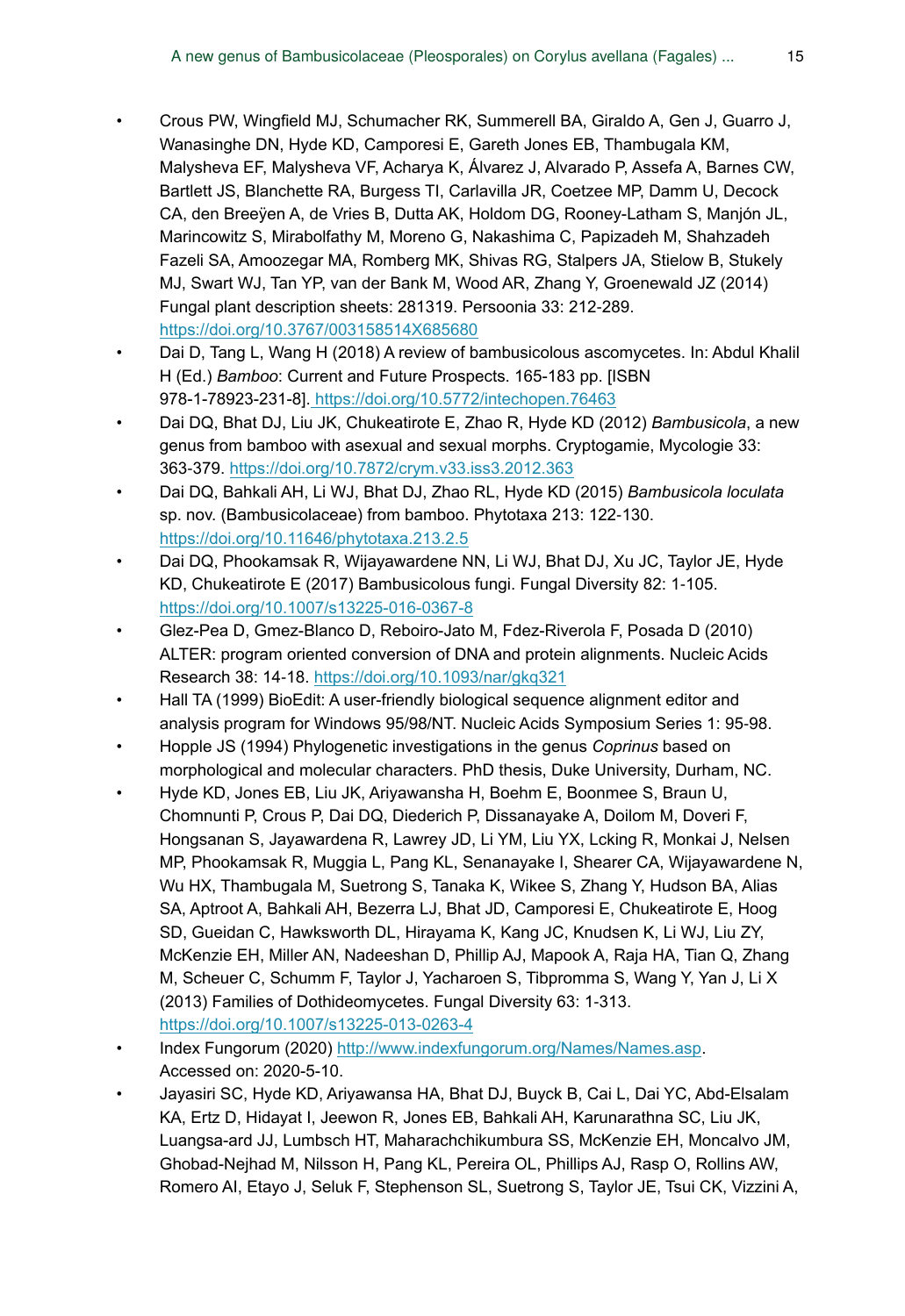- Crous PW, Wingfield MJ, Schumacher RK, Summerell BA, Giraldo A, Gen J, Guarro J, Wanasinghe DN, Hyde KD, Camporesi E, Gareth Jones EB, Thambugala KM, Malysheva EF, Malysheva VF, Acharya K, Álvarez J, Alvarado P, Assefa A, Barnes CW, Bartlett JS, Blanchette RA, Burgess TI, Carlavilla JR, Coetzee MP, Damm U, Decock CA, den Breeÿen A, de Vries B, Dutta AK, Holdom DG, Rooney-Latham S, Manjón JL, Marincowitz S, Mirabolfathy M, Moreno G, Nakashima C, Papizadeh M, Shahzadeh Fazeli SA, Amoozegar MA, Romberg MK, Shivas RG, Stalpers JA, Stielow B, Stukely MJ, Swart WJ, Tan YP, van der Bank M, Wood AR, Zhang Y, Groenewald JZ (2014) Fungal plant description sheets: 281319. Persoonia 33: 212-289. https://doi.org/10.3767/003158514X685680
- Dai D, Tang L, Wang H (2018) A review of bambusicolous ascomycetes. In: Abdul Khalil H (Ed.) *Bamboo*: Current and Future Prospects. 165-183 pp. [ISBN 978-1-78923-231-8]. https://doi.org/10.5772/intechopen.76463
- Dai DQ, Bhat DJ, Liu JK, Chukeatirote E, Zhao R, Hyde KD (2012) *Bambusicola*, a new genus from bamboo with asexual and sexual morphs. Cryptogamie, Mycologie 33: 363-379. https://doi.org/10.7872/crym.v33.iss3.2012.363
- Dai DQ, Bahkali AH, Li WJ, Bhat DJ, Zhao RL, Hyde KD (2015) *Bambusicola loculata* sp. nov. (Bambusicolaceae) from bamboo. Phytotaxa 213: 122-130. https://doi.org/10.11646/phytotaxa.213.2.5
- Dai DQ, Phookamsak R, Wijayawardene NN, Li WJ, Bhat DJ, Xu JC, Taylor JE, Hyde KD, Chukeatirote E (2017) Bambusicolous fungi. Fungal Diversity 82: 1-105. https://doi.org/10.1007/s13225-016-0367-8
- Glez-Pea D, Gmez-Blanco D, Reboiro-Jato M, Fdez-Riverola F, Posada D (2010) ALTER: program oriented conversion of DNA and protein alignments. Nucleic Acids Research 38: 14-18. https://doi.org/10.1093/nar/gkq321
- Hall TA (1999) BioEdit: A user-friendly biological sequence alignment editor and analysis program for Windows 95/98/NT. Nucleic Acids Symposium Series 1: 95-98.
- Hopple JS (1994) Phylogenetic investigations in the genus *Coprinus* based on morphological and molecular characters. PhD thesis, Duke University, Durham, NC.
- Hyde KD, Jones EB, Liu JK, Ariyawansha H, Boehm E, Boonmee S, Braun U, Chomnunti P, Crous P, Dai DQ, Diederich P, Dissanayake A, Doilom M, Doveri F, Hongsanan S, Jayawardena R, Lawrey JD, Li YM, Liu YX, Lcking R, Monkai J, Nelsen MP, Phookamsak R, Muggia L, Pang KL, Senanayake I, Shearer CA, Wijayawardene N, Wu HX, Thambugala M, Suetrong S, Tanaka K, Wikee S, Zhang Y, Hudson BA, Alias SA, Aptroot A, Bahkali AH, Bezerra LJ, Bhat JD, Camporesi E, Chukeatirote E, Hoog SD, Gueidan C, Hawksworth DL, Hirayama K, Kang JC, Knudsen K, Li WJ, Liu ZY, McKenzie EH, Miller AN, Nadeeshan D, Phillip AJ, Mapook A, Raja HA, Tian Q, Zhang M, Scheuer C, Schumm F, Taylor J, Yacharoen S, Tibpromma S, Wang Y, Yan J, Li X (2013) Families of Dothideomycetes. Fungal Diversity 63: 1-313. https://doi.org/10.1007/s13225-013-0263-4
- Index Fungorum (2020) http://www.indexfungorum.org/Names/Names.asp. Accessed on: 2020-5-10.
- Jayasiri SC, Hyde KD, Ariyawansa HA, Bhat DJ, Buyck B, Cai L, Dai YC, Abd-Elsalam KA, Ertz D, Hidayat I, Jeewon R, Jones EB, Bahkali AH, Karunarathna SC, Liu JK, Luangsa-ard JJ, Lumbsch HT, Maharachchikumbura SS, McKenzie EH, Moncalvo JM, Ghobad-Nejhad M, Nilsson H, Pang KL, Pereira OL, Phillips AJ, Rasp O, Rollins AW, Romero AI, Etayo J, Seluk F, Stephenson SL, Suetrong S, Taylor JE, Tsui CK, Vizzini A,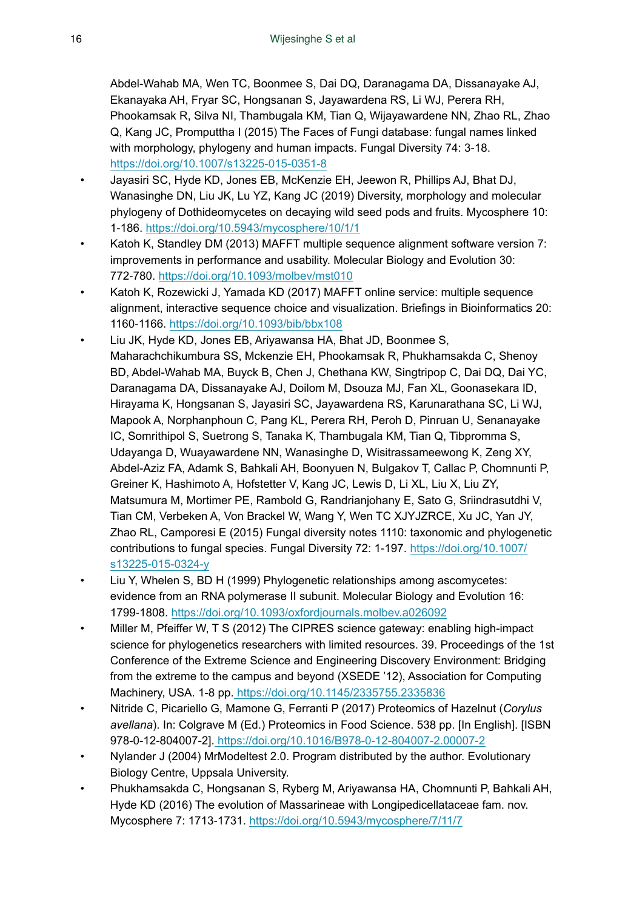Abdel-Wahab MA, Wen TC, Boonmee S, Dai DQ, Daranagama DA, Dissanayake AJ, Ekanayaka AH, Fryar SC, Hongsanan S, Jayawardena RS, Li WJ, Perera RH, Phookamsak R, Silva NI, Thambugala KM, Tian Q, Wijayawardene NN, Zhao RL, Zhao Q, Kang JC, Promputtha I (2015) The Faces of Fungi database: fungal names linked with morphology, phylogeny and human impacts. Fungal Diversity 74: 3-18. https://doi.org/10.1007/s13225-015-0351-8

- Jayasiri SC, Hyde KD, Jones EB, McKenzie EH, Jeewon R, Phillips AJ, Bhat DJ, Wanasinghe DN, Liu JK, Lu YZ, Kang JC (2019) Diversity, morphology and molecular phylogeny of Dothideomycetes on decaying wild seed pods and fruits. Mycosphere 10: 1-186. https://doi.org/10.5943/mycosphere/10/1/1
- Katoh K, Standley DM (2013) MAFFT multiple sequence alignment software version 7: improvements in performance and usability. Molecular Biology and Evolution 30: 772-780. https://doi.org/10.1093/molbev/mst010
- Katoh K, Rozewicki J, Yamada KD (2017) MAFFT online service: multiple sequence alignment, interactive sequence choice and visualization. Briefings in Bioinformatics 20: 1160-1166. https://doi.org/10.1093/bib/bbx108
- Liu JK, Hyde KD, Jones EB, Ariyawansa HA, Bhat JD, Boonmee S, Maharachchikumbura SS, Mckenzie EH, Phookamsak R, Phukhamsakda C, Shenoy BD, Abdel-Wahab MA, Buyck B, Chen J, Chethana KW, Singtripop C, Dai DQ, Dai YC, Daranagama DA, Dissanayake AJ, Doilom M, Dsouza MJ, Fan XL, Goonasekara ID, Hirayama K, Hongsanan S, Jayasiri SC, Jayawardena RS, Karunarathana SC, Li WJ, Mapook A, Norphanphoun C, Pang KL, Perera RH, Peroh D, Pinruan U, Senanayake IC, Somrithipol S, Suetrong S, Tanaka K, Thambugala KM, Tian Q, Tibpromma S, Udayanga D, Wuayawardene NN, Wanasinghe D, Wisitrassameewong K, Zeng XY, Abdel-Aziz FA, Adamk S, Bahkali AH, Boonyuen N, Bulgakov T, Callac P, Chomnunti P, Greiner K, Hashimoto A, Hofstetter V, Kang JC, Lewis D, Li XL, Liu X, Liu ZY, Matsumura M, Mortimer PE, Rambold G, Randrianjohany E, Sato G, Sriindrasutdhi V, Tian CM, Verbeken A, Von Brackel W, Wang Y, Wen TC XJYJZRCE, Xu JC, Yan JY, Zhao RL, Camporesi E (2015) Fungal diversity notes 1110: taxonomic and phylogenetic contributions to fungal species. Fungal Diversity 72: 1-197. https://doi.org/10.1007/s13225-015-0324-y
- Liu Y, Whelen S, BD H (1999) Phylogenetic relationships among ascomycetes: evidence from an RNA polymerase II subunit. Molecular Biology and Evolution 16: 1799-1808. https://doi.org/10.1093/oxfordjournals.molbev.a026092
- Miller M, Pfeiffer W, T S (2012) The CIPRES science gateway: enabling high-impact science for phylogenetics researchers with limited resources. 39. Proceedings of the 1st Conference of the Extreme Science and Engineering Discovery Environment: Bridging from the extreme to the campus and beyond (XSEDE '12), Association for Computing Machinery, USA. 1-8 pp. https://doi.org/10.1145/2335755.2335836
- Nitride C, Picariello G, Mamone G, Ferranti P (2017) Proteomics of Hazelnut (*Corylus avellana*). In: Colgrave M (Ed.) Proteomics in Food Science. 538 pp. [In English]. [ISBN 978-0-12-804007-2]. https://doi.org/10.1016/B978-0-12-804007-2.00007-2
- Nylander J (2004) MrModeltest 2.0. Program distributed by the author. Evolutionary Biology Centre, Uppsala University.
- Phukhamsakda C, Hongsanan S, Ryberg M, Ariyawansa HA, Chomnunti P, Bahkali AH, Hyde KD (2016) The evolution of Massarineae with Longipedicellataceae fam. nov. Mycosphere 7: 1713-1731. https://doi.org/10.5943/mycosphere/7/11/7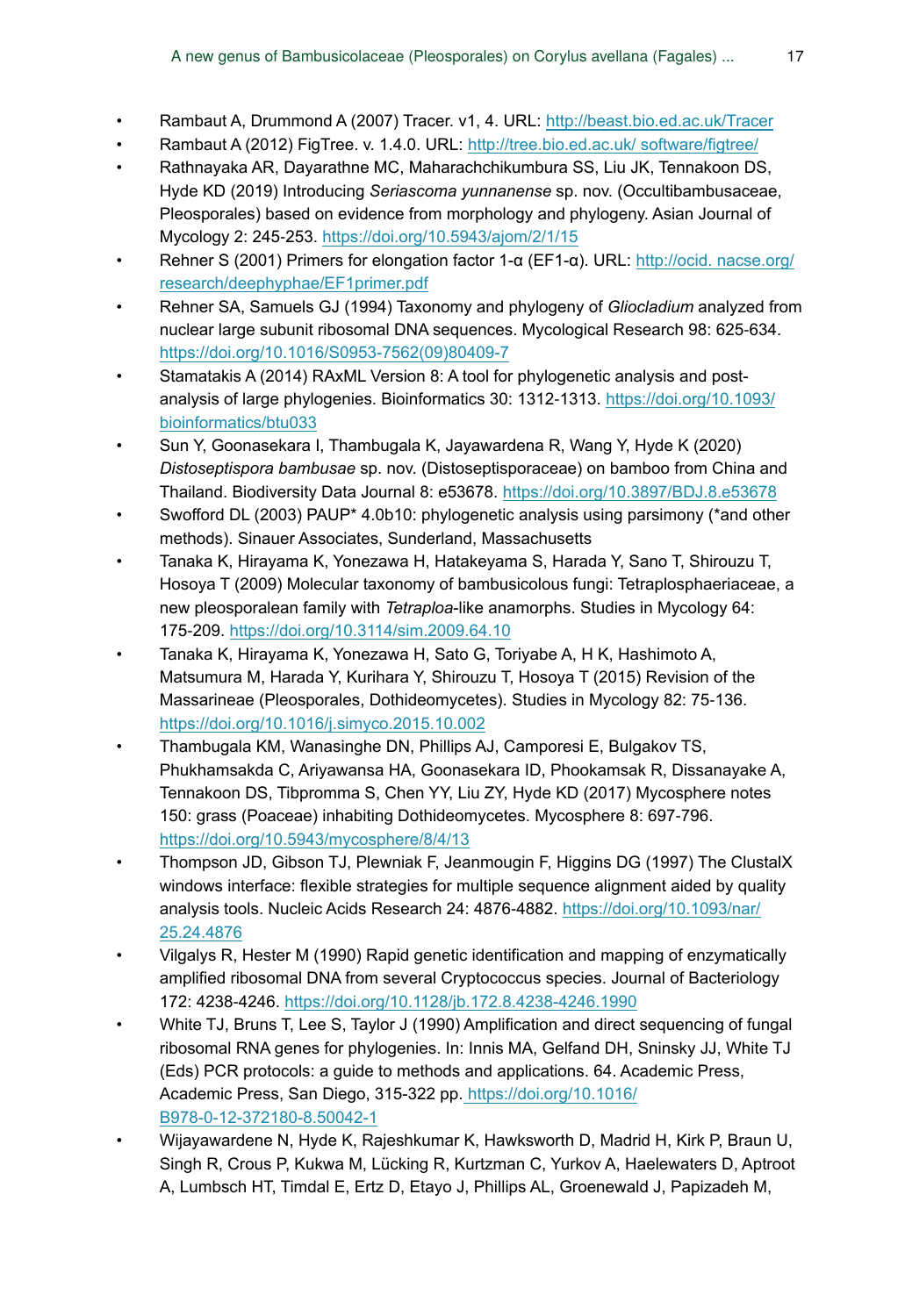- Rambaut A, Drummond A (2007) Tracer. v1, 4. URL: http://beast.bio.ed.ac.uk/Tracer
- Rambaut A (2012) FigTree. v. 1.4.0. URL: http://tree.bio.ed.ac.uk/ software/figtree/
- Rathnayaka AR, Dayarathne MC, Maharachchikumbura SS, Liu JK, Tennakoon DS, Hyde KD (2019) Introducing *Seriascoma yunnanense* sp. nov. (Occultibambusaceae, Pleosporales) based on evidence from morphology and phylogeny. Asian Journal of Mycology 2: 245-253. https://doi.org/10.5943/ajom/2/1/15
- Rehner S (2001) Primers for elongation factor 1-α (EF1-α). URL: http://ocid. nacse.org/research/deephyphae/EF1primer.pdf
- Rehner SA, Samuels GJ (1994) Taxonomy and phylogeny of *Gliocladium* analyzed from nuclear large subunit ribosomal DNA sequences. Mycological Research 98: 625-634. https://doi.org/10.1016/S0953-7562(09)80409-7
- Stamatakis A (2014) RAxML Version 8: A tool for phylogenetic analysis and post-analysis of large phylogenies. Bioinformatics 30: 1312-1313. https://doi.org/10.1093/bioinformatics/btu033
- Sun Y, Goonasekara I, Thambugala K, Jayawardena R, Wang Y, Hyde K (2020) *Distoseptispora bambusae* sp. nov. (Distoseptisporaceae) on bamboo from China and Thailand. Biodiversity Data Journal 8: e53678. https://doi.org/10.3897/BDJ.8.e53678
- Swofford DL (2003) PAUP* 4.0b10: phylogenetic analysis using parsimony (*and other methods). Sinauer Associates, Sunderland, Massachusetts
- Tanaka K, Hirayama K, Yonezawa H, Hatakeyama S, Harada Y, Sano T, Shirouzu T, Hosoya T (2009) Molecular taxonomy of bambusicolous fungi: Tetraplosphaeriaceae, a new pleosporalean family with *Tetraploa*-like anamorphs. Studies in Mycology 64: 175-209. https://doi.org/10.3114/sim.2009.64.10
- Tanaka K, Hirayama K, Yonezawa H, Sato G, Toriyabe A, H K, Hashimoto A, Matsumura M, Harada Y, Kurihara Y, Shirouzu T, Hosoya T (2015) Revision of the Massarineae (Pleosporales, Dothideomycetes). Studies in Mycology 82: 75-136. https://doi.org/10.1016/j.simyco.2015.10.002
- Thambugala KM, Wanasinghe DN, Phillips AJ, Camporesi E, Bulgakov TS, Phukhamsakda C, Ariyawansa HA, Goonasekara ID, Phookamsak R, Dissanayake A, Tennakoon DS, Tibpromma S, Chen YY, Liu ZY, Hyde KD (2017) Mycosphere notes 150: grass (Poaceae) inhabiting Dothideomycetes. Mycosphere 8: 697-796. https://doi.org/10.5943/mycosphere/8/4/13
- Thompson JD, Gibson TJ, Plewniak F, Jeanmougin F, Higgins DG (1997) The ClustalX windows interface: flexible strategies for multiple sequence alignment aided by quality analysis tools. Nucleic Acids Research 24: 4876-4882. https://doi.org/10.1093/nar/25.24.4876
- Vilgalys R, Hester M (1990) Rapid genetic identification and mapping of enzymatically amplified ribosomal DNA from several Cryptococcus species. Journal of Bacteriology 172: 4238-4246. https://doi.org/10.1128/jb.172.8.4238-4246.1990
- White TJ, Bruns T, Lee S, Taylor J (1990) Amplification and direct sequencing of fungal ribosomal RNA genes for phylogenies. In: Innis MA, Gelfand DH, Sninsky JJ, White TJ (Eds) PCR protocols: a guide to methods and applications. 64. Academic Press, Academic Press, San Diego, 315-322 pp. https://doi.org/10.1016/B978-0-12-372180-8.50042-1
- Wijayawardene N, Hyde K, Rajeshkumar K, Hawksworth D, Madrid H, Kirk P, Braun U, Singh R, Crous P, Kukwa M, Lücking R, Kurtzman C, Yurkov A, Haelewaters D, Aptroot A, Lumbsch HT, Timdal E, Ertz D, Etayo J, Phillips AL, Groenewald J, Papizadeh M,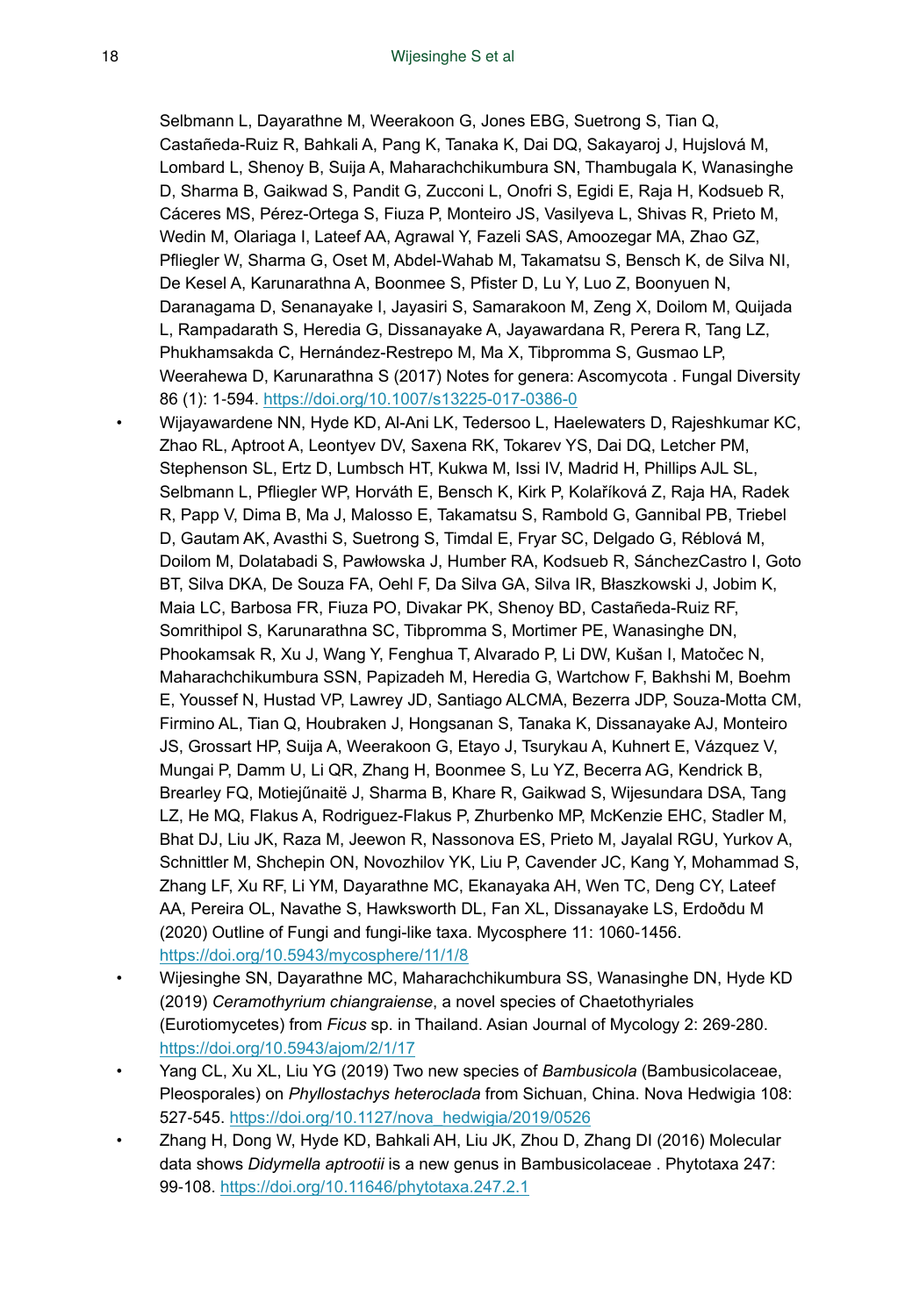Selbmann L, Dayarathne M, Weerakoon G, Jones EBG, Suetrong S, Tian Q, Castañeda-Ruiz R, Bahkali A, Pang K, Tanaka K, Dai DQ, Sakayaroj J, Hujslová M, Lombard L, Shenoy B, Suija A, Maharachchikumbura SN, Thambugala K, Wanasinghe D, Sharma B, Gaikwad S, Pandit G, Zucconi L, Onofri S, Egidi E, Raja H, Kodsueb R, Cáceres MS, Pérez-Ortega S, Fiuza P, Monteiro JS, Vasilyeva L, Shivas R, Prieto M, Wedin M, Olariaga I, Lateef AA, Agrawal Y, Fazeli SAS, Amoozegar MA, Zhao GZ, Pfliegler W, Sharma G, Oset M, Abdel-Wahab M, Takamatsu S, Bensch K, de Silva NI, De Kesel A, Karunarathna A, Boonmee S, Pfister D, Lu Y, Luo Z, Boonyuen N, Daranagama D, Senanayake I, Jayasiri S, Samarakoon M, Zeng X, Doilom M, Quijada L, Rampadarath S, Heredia G, Dissanayake A, Jayawardana R, Perera R, Tang LZ, Phukhamsakda C, Hernández-Restrepo M, Ma X, Tibpromma S, Gusmao LP, Weerahewa D, Karunarathna S (2017) Notes for genera: Ascomycota . Fungal Diversity 86 (1): 1-594. https://doi.org/10.1007/s13225-017-0386-0

- Wijayawardene NN, Hyde KD, Al-Ani LK, Tedersoo L, Haelewaters D, Rajeshkumar KC, Zhao RL, Aptroot A, Leontyev DV, Saxena RK, Tokarev YS, Dai DQ, Letcher PM, Stephenson SL, Ertz D, Lumbsch HT, Kukwa M, Issi IV, Madrid H, Phillips AJL SL, Selbmann L, Pfliegler WP, Horváth E, Bensch K, Kirk P, Kolaříková Z, Raja HA, Radek R, Papp V, Dima B, Ma J, Malosso E, Takamatsu S, Rambold G, Gannibal PB, Triebel D, Gautam AK, Avasthi S, Suetrong S, Timdal E, Fryar SC, Delgado G, Réblová M, Doilom M, Dolatabadi S, Pawłowska J, Humber RA, Kodsueb R, SánchezCastro I, Goto BT, Silva DKA, De Souza FA, Oehl F, Da Silva GA, Silva IR, Błaszkowski J, Jobim K, Maia LC, Barbosa FR, Fiuza PO, Divakar PK, Shenoy BD, Castañeda-Ruiz RF, Somrithipol S, Karunarathna SC, Tibpromma S, Mortimer PE, Wanasinghe DN, Phookamsak R, Xu J, Wang Y, Fenghua T, Alvarado P, Li DW, Kušan I, Matočec N, Maharachchikumbura SSN, Papizadeh M, Heredia G, Wartchow F, Bakhshi M, Boehm E, Youssef N, Hustad VP, Lawrey JD, Santiago ALCMA, Bezerra JDP, Souza-Motta CM, Firmino AL, Tian Q, Houbraken J, Hongsanan S, Tanaka K, Dissanayake AJ, Monteiro JS, Grossart HP, Suija A, Weerakoon G, Etayo J, Tsurykau A, Kuhnert E, Vázquez V, Mungai P, Damm U, Li QR, Zhang H, Boonmee S, Lu YZ, Becerra AG, Kendrick B, Brearley FQ, Motiejűnaitė J, Sharma B, Khare R, Gaikwad S, Wijesundara DSA, Tang LZ, He MQ, Flakus A, Rodriguez-Flakus P, Zhurbenko MP, McKenzie EHC, Stadler M, Bhat DJ, Liu JK, Raza M, Jeewon R, Nassonova ES, Prieto M, Jayalal RGU, Yurkov A, Schnittler M, Shchepin ON, Novozhilov YK, Liu P, Cavender JC, Kang Y, Mohammad S, Zhang LF, Xu RF, Li YM, Dayarathne MC, Ekanayaka AH, Wen TC, Deng CY, Lateef AA, Pereira OL, Navathe S, Hawksworth DL, Fan XL, Dissanayake LS, Erdoðdu M (2020) Outline of Fungi and fungi-like taxa. Mycosphere 11: 1060-1456. https://doi.org/10.5943/mycosphere/11/1/8
- Wijesinghe SN, Dayarathne MC, Maharachchikumbura SS, Wanasinghe DN, Hyde KD (2019) *Ceramothyrium chiangraiense*, a novel species of Chaetothyriales (Eurotiomycetes) from *Ficus* sp. in Thailand. Asian Journal of Mycology 2: 269-280. https://doi.org/10.5943/ajom/2/1/17
- Yang CL, Xu XL, Liu YG (2019) Two new species of *Bambusicola* (Bambusicolaceae, Pleosporales) on *Phyllostachys heteroclada* from Sichuan, China. Nova Hedwigia 108: 527-545. https://doi.org/10.1127/nova_hedwigia/2019/0526
- Zhang H, Dong W, Hyde KD, Bahkali AH, Liu JK, Zhou D, Zhang DI (2016) Molecular data shows *Didymella aptrootii* is a new genus in Bambusicolaceae . Phytotaxa 247: 99-108. https://doi.org/10.11646/phytotaxa.247.2.1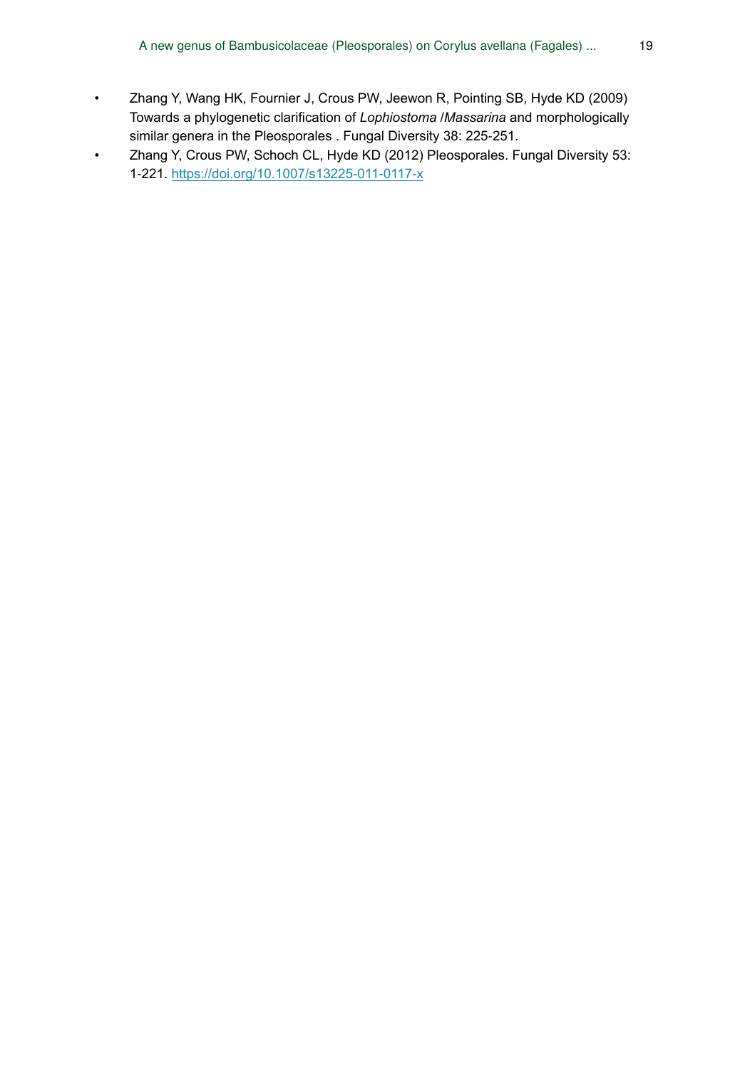- Zhang Y, Wang HK, Fournier J, Crous PW, Jeewon R, Pointing SB, Hyde KD (2009) Towards a phylogenetic clarification of *Lophiostoma* /*Massarina* and morphologically similar genera in the Pleosporales . Fungal Diversity 38: 225-251.
- Zhang Y, Crous PW, Schoch CL, Hyde KD (2012) Pleosporales. Fungal Diversity 53: 1-221. https://doi.org/10.1007/s13225-011-0117-x